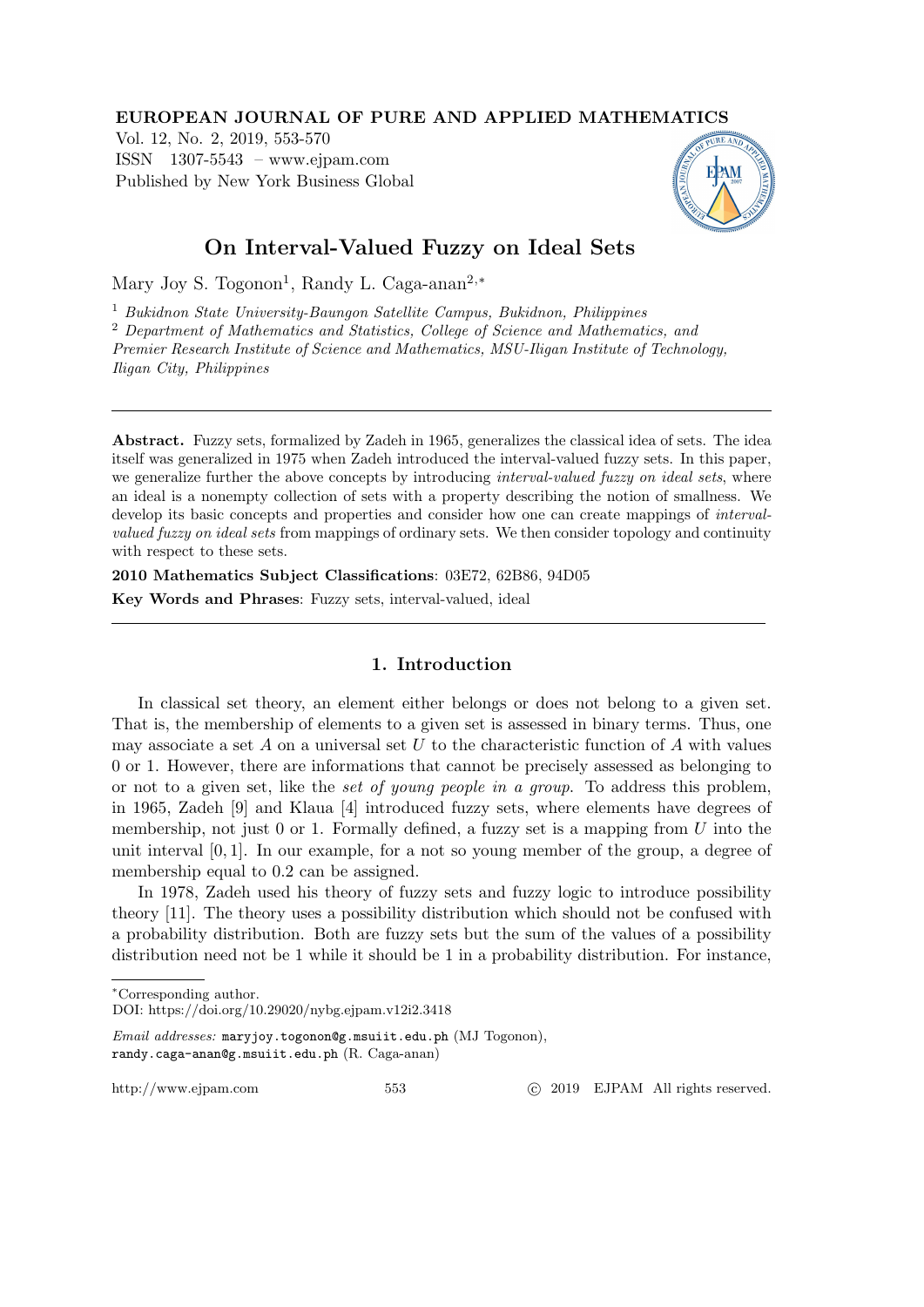EUROPEAN JOURNAL OF PURE AND APPLIED MATHEMATICS
Vol. 12, No. 2, 2019, 553-570
ISSN 1307-5543 – www.ejpam.com
Published by New York Business Global

# On Interval-Valued Fuzzy on Ideal Sets

Mary Joy S. Togonon[1], Randy L. Caga-anan[2,*]

[1] *Bukidnon State University-Baungon Satellite Campus, Bukidnon, Philippines*
[2] *Department of Mathematics and Statistics, College of Science and Mathematics, and Premier Research Institute of Science and Mathematics, MSU-Iligan Institute of Technology, Iligan City, Philippines*

---

**Abstract.** Fuzzy sets, formalized by Zadeh in 1965, generalizes the classical idea of sets. The idea itself was generalized in 1975 when Zadeh introduced the interval-valued fuzzy sets. In this paper, we generalize further the above concepts by introducing *interval-valued fuzzy on ideal sets*, where an ideal is a nonempty collection of sets with a property describing the notion of smallness. We develop its basic concepts and properties and consider how one can create mappings of *interval-valued fuzzy on ideal sets* from mappings of ordinary sets. We then consider topology and continuity with respect to these sets.

**2010 Mathematics Subject Classifications**: 03E72, 62B86, 94D05

**Key Words and Phrases**: Fuzzy sets, interval-valued, ideal

---

## 1. Introduction

In classical set theory, an element either belongs or does not belong to a given set. That is, the membership of elements to a given set is assessed in binary terms. Thus, one may associate a set $A$ on a universal set $U$ to the characteristic function of $A$ with values 0 or 1. However, there are informations that cannot be precisely assessed as belonging to or not to a given set, like the *set of young people in a group*. To address this problem, in 1965, Zadeh [9] and Klaua [4] introduced fuzzy sets, where elements have degrees of membership, not just 0 or 1. Formally defined, a fuzzy set is a mapping from $U$ into the unit interval $[0, 1]$. In our example, for a not so young member of the group, a degree of membership equal to 0.2 can be assigned.

In 1978, Zadeh used his theory of fuzzy sets and fuzzy logic to introduce possibility theory [11]. The theory uses a possibility distribution which should not be confused with a probability distribution. Both are fuzzy sets but the sum of the values of a possibility distribution need not be 1 while it should be 1 in a probability distribution. For instance,

---

*Corresponding author.
DOI: https://doi.org/10.29020/nybg.ejpam.v12i2.3418

*Email addresses:* maryjoy.togonon@g.msuiit.edu.ph (MJ Togonon), randy.caga-anan@g.msuiit.edu.ph (R. Caga-anan)

http://www.ejpam.com © 2019 EJPAM All rights reserved.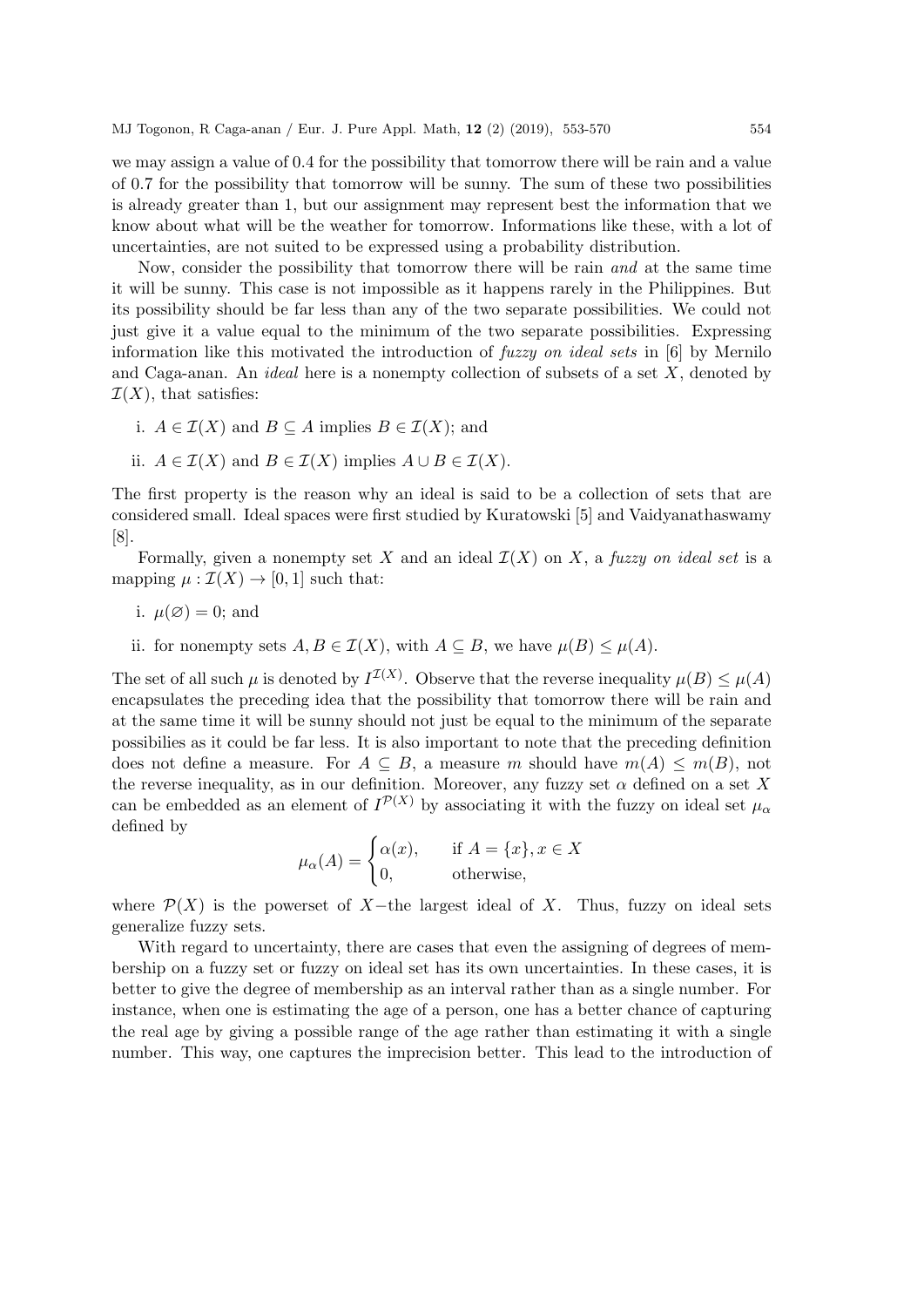we may assign a value of 0.4 for the possibility that tomorrow there will be rain and a value of 0.7 for the possibility that tomorrow will be sunny. The sum of these two possibilities is already greater than 1, but our assignment may represent best the information that we know about what will be the weather for tomorrow. Informations like these, with a lot of uncertainties, are not suited to be expressed using a probability distribution.

Now, consider the possibility that tomorrow there will be rain *and* at the same time it will be sunny. This case is not impossible as it happens rarely in the Philippines. But its possibility should be far less than any of the two separate possibilities. We could not just give it a value equal to the minimum of the two separate possibilities. Expressing information like this motivated the introduction of *fuzzy on ideal sets* in [6] by Mernilo and Caga-anan. An *ideal* here is a nonempty collection of subsets of a set $X$, denoted by $\mathcal{I}(X)$, that satisfies:

i. $A \in \mathcal{I}(X)$ and $B \subseteq A$ implies $B \in \mathcal{I}(X)$; and

ii. $A \in \mathcal{I}(X)$ and $B \in \mathcal{I}(X)$ implies $A \cup B \in \mathcal{I}(X)$.

The first property is the reason why an ideal is said to be a collection of sets that are considered small. Ideal spaces were first studied by Kuratowski [5] and Vaidyanathaswamy [8].

Formally, given a nonempty set $X$ and an ideal $\mathcal{I}(X)$ on $X$, a *fuzzy on ideal set* is a mapping $\mu : \mathcal{I}(X) \to [0, 1]$ such that:

i. $\mu(\varnothing) = 0$; and

ii. for nonempty sets $A, B \in \mathcal{I}(X)$, with $A \subseteq B$, we have $\mu(B) \leq \mu(A)$.

The set of all such $\mu$ is denoted by $I^{\mathcal{I}(X)}$. Observe that the reverse inequality $\mu(B) \leq \mu(A)$ encapsulates the preceding idea that the possibility that tomorrow there will be rain and at the same time it will be sunny should not just be equal to the minimum of the separate possibilies as it could be far less. It is also important to note that the preceding definition does not define a measure. For $A \subseteq B$, a measure $m$ should have $m(A) \leq m(B)$, not the reverse inequality, as in our definition. Moreover, any fuzzy set $\alpha$ defined on a set $X$ can be embedded as an element of $I^{\mathcal{P}(X)}$ by associating it with the fuzzy on ideal set $\mu_\alpha$ defined by

$$\mu_\alpha(A) = \begin{cases} \alpha(x), & \text{if } A = \{x\}, x \in X \\ 0, & \text{otherwise,} \end{cases}$$

where $\mathcal{P}(X)$ is the powerset of $X$−the largest ideal of $X$. Thus, fuzzy on ideal sets generalize fuzzy sets.

With regard to uncertainty, there are cases that even the assigning of degrees of membership on a fuzzy set or fuzzy on ideal set has its own uncertainties. In these cases, it is better to give the degree of membership as an interval rather than as a single number. For instance, when one is estimating the age of a person, one has a better chance of capturing the real age by giving a possible range of the age rather than estimating it with a single number. This way, one captures the imprecision better. This lead to the introduction of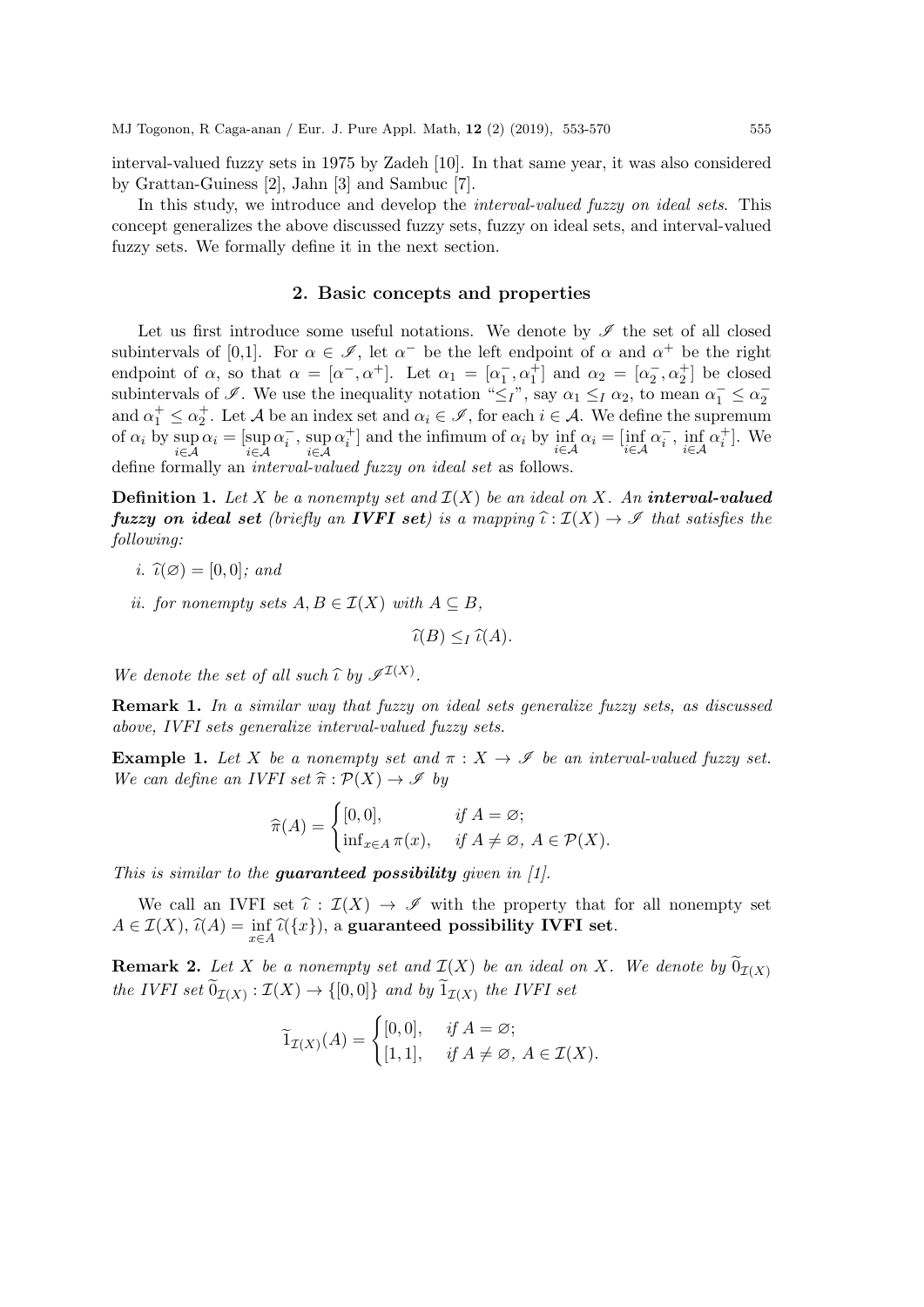interval-valued fuzzy sets in 1975 by Zadeh [10]. In that same year, it was also considered by Grattan-Guiness [2], Jahn [3] and Sambuc [7].

In this study, we introduce and develop the *interval-valued fuzzy on ideal sets*. This concept generalizes the above discussed fuzzy sets, fuzzy on ideal sets, and interval-valued fuzzy sets. We formally define it in the next section.

## 2. Basic concepts and properties

Let us first introduce some useful notations. We denote by $\mathscr{I}$ the set of all closed subintervals of [0,1]. For $\alpha \in \mathscr{I}$, let $\alpha^-$ be the left endpoint of $\alpha$ and $\alpha^+$ be the right endpoint of $\alpha$, so that $\alpha = [\alpha^-, \alpha^+]$. Let $\alpha_1 = [\alpha_1^-, \alpha_1^+]$ and $\alpha_2 = [\alpha_2^-, \alpha_2^+]$ be closed subintervals of $\mathscr{I}$. We use the inequality notation "$\leq_I$", say $\alpha_1 \leq_I \alpha_2$, to mean $\alpha_1^- \leq \alpha_2^-$ and $\alpha_1^+ \leq \alpha_2^+$. Let $\mathcal{A}$ be an index set and $\alpha_i \in \mathscr{I}$, for each $i \in \mathcal{A}$. We define the supremum of $\alpha_i$ by $\sup\limits_{i\in\mathcal{A}} \alpha_i = [\sup\limits_{i\in\mathcal{A}} \alpha_i^-, \sup\limits_{i\in\mathcal{A}} \alpha_i^+]$ and the infimum of $\alpha_i$ by $\inf\limits_{i\in\mathcal{A}} \alpha_i = [\inf\limits_{i\in\mathcal{A}} \alpha_i^-, \inf\limits_{i\in\mathcal{A}} \alpha_i^+]$. We define formally an *interval-valued fuzzy on ideal set* as follows.

**Definition 1.** *Let $X$ be a nonempty set and $\mathcal{I}(X)$ be an ideal on $X$. An **interval-valued fuzzy on ideal set** (briefly an **IVFI set**) is a mapping $\widehat{\iota} : \mathcal{I}(X) \to \mathscr{I}$ that satisfies the following:*

*i. $\widehat{\iota}(\varnothing) = [0, 0]$; and*

*ii. for nonempty sets $A, B \in \mathcal{I}(X)$ with $A \subseteq B$,*

$$\widehat{\iota}(B) \leq_I \widehat{\iota}(A).$$

*We denote the set of all such $\widehat{\iota}$ by $\mathscr{I}^{\mathcal{I}(X)}$.*

**Remark 1.** *In a similar way that fuzzy on ideal sets generalize fuzzy sets, as discussed above, IVFI sets generalize interval-valued fuzzy sets.*

**Example 1.** *Let $X$ be a nonempty set and $\pi : X \to \mathscr{I}$ be an interval-valued fuzzy set. We can define an IVFI set $\widehat{\pi} : \mathcal{P}(X) \to \mathscr{I}$ by*

$$\widehat{\pi}(A) = \begin{cases} [0, 0], & \text{if } A = \varnothing; \\ \inf_{x\in A} \pi(x), & \text{if } A \neq \varnothing,\ A \in \mathcal{P}(X). \end{cases}$$

*This is similar to the **guaranteed possibility** given in [1].*

We call an IVFI set $\widehat{\iota} : \mathcal{I}(X) \to \mathscr{I}$ with the property that for all nonempty set $A \in \mathcal{I}(X)$, $\widehat{\iota}(A) = \inf\limits_{x\in A} \widehat{\iota}(\{x\})$, a **guaranteed possibility IVFI set**.

**Remark 2.** *Let $X$ be a nonempty set and $\mathcal{I}(X)$ be an ideal on $X$. We denote by $\widetilde{0}_{\mathcal{I}(X)}$ the IVFI set $\widetilde{0}_{\mathcal{I}(X)} : \mathcal{I}(X) \to \{[0, 0]\}$ and by $\widetilde{1}_{\mathcal{I}(X)}$ the IVFI set*

$$\widetilde{1}_{\mathcal{I}(X)}(A) = \begin{cases} [0, 0], & \text{if } A = \varnothing; \\ [1, 1], & \text{if } A \neq \varnothing,\ A \in \mathcal{I}(X). \end{cases}$$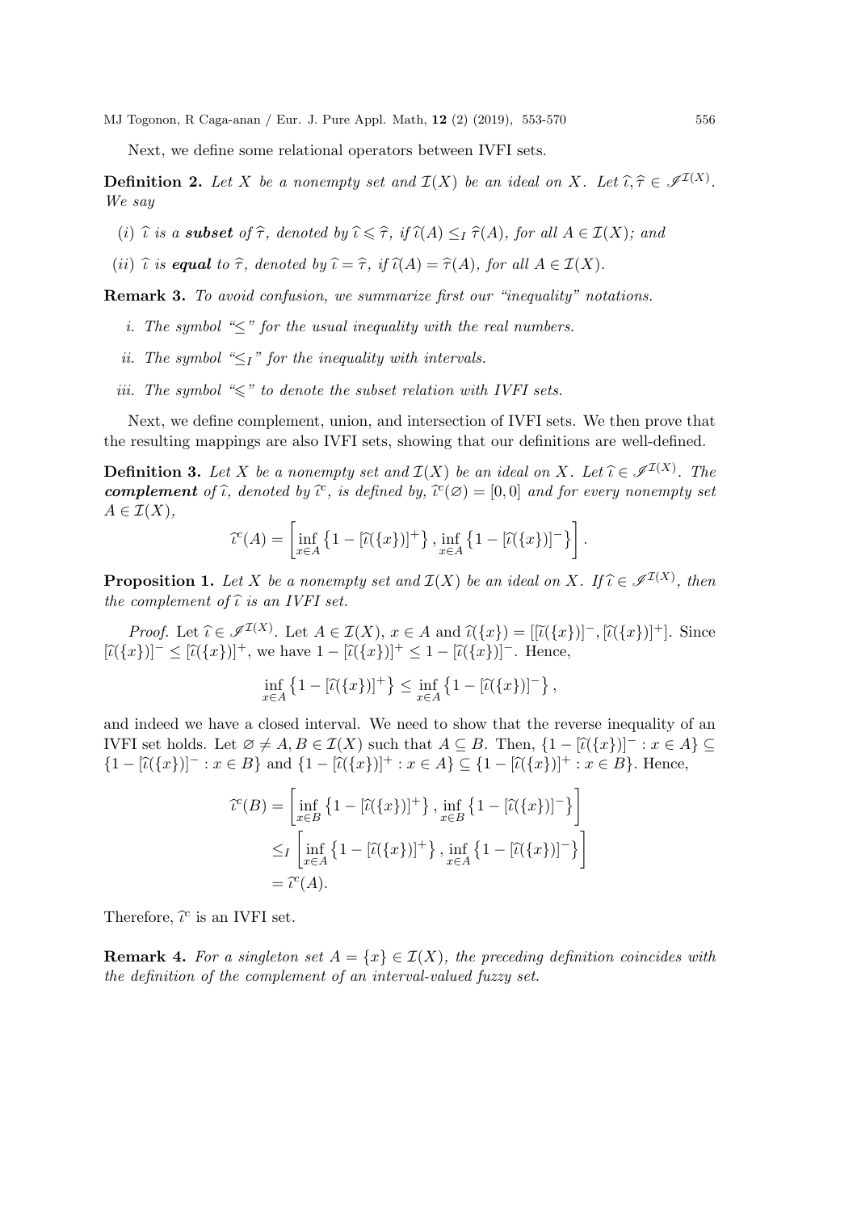Next, we define some relational operators between IVFI sets.

**Definition 2.** *Let $X$ be a nonempty set and $\mathcal{I}(X)$ be an ideal on $X$. Let $\widehat{\iota}, \widehat{\tau} \in \mathscr{I}^{\mathcal{I}(X)}$. We say*

(i) *$\widehat{\iota}$ is a **subset** of $\widehat{\tau}$, denoted by $\widehat{\iota} \leqslant \widehat{\tau}$, if $\widehat{\iota}(A) \leq_I \widehat{\tau}(A)$, for all $A \in \mathcal{I}(X)$; and*

(ii) *$\widehat{\iota}$ is **equal** to $\widehat{\tau}$, denoted by $\widehat{\iota} = \widehat{\tau}$, if $\widehat{\iota}(A) = \widehat{\tau}(A)$, for all $A \in \mathcal{I}(X)$.*

**Remark 3.** *To avoid confusion, we summarize first our "inequality" notations.*

i. *The symbol "$\leq$" for the usual inequality with the real numbers.*

ii. *The symbol "$\leq_I$" for the inequality with intervals.*

iii. *The symbol "$\leqslant$" to denote the subset relation with IVFI sets.*

Next, we define complement, union, and intersection of IVFI sets. We then prove that the resulting mappings are also IVFI sets, showing that our definitions are well-defined.

**Definition 3.** *Let $X$ be a nonempty set and $\mathcal{I}(X)$ be an ideal on $X$. Let $\widehat{\iota} \in \mathscr{I}^{\mathcal{I}(X)}$. The **complement** of $\widehat{\iota}$, denoted by $\widehat{\iota}^c$, is defined by, $\widehat{\iota}^c(\varnothing) = [0, 0]$ and for every nonempty set $A \in \mathcal{I}(X)$,*

$$\widehat{\iota}^c(A) = \left[\inf_{x \in A}\left\{1 - [\widehat{\iota}(\{x\})]^+\right\}, \inf_{x \in A}\left\{1 - [\widehat{\iota}(\{x\})]^-\right\}\right].$$

**Proposition 1.** *Let $X$ be a nonempty set and $\mathcal{I}(X)$ be an ideal on $X$. If $\widehat{\iota} \in \mathscr{I}^{\mathcal{I}(X)}$, then the complement of $\widehat{\iota}$ is an IVFI set.*

*Proof.* Let $\widehat{\iota} \in \mathscr{I}^{\mathcal{I}(X)}$. Let $A \in \mathcal{I}(X)$, $x \in A$ and $\widehat{\iota}(\{x\}) = [[\widehat{\iota}(\{x\})]^-, [\widehat{\iota}(\{x\})]^+]$. Since $[\widehat{\iota}(\{x\})]^- \leq [\widehat{\iota}(\{x\})]^+$, we have $1 - [\widehat{\iota}(\{x\})]^+ \leq 1 - [\widehat{\iota}(\{x\})]^-$. Hence,

$$\inf_{x \in A}\left\{1 - [\widehat{\iota}(\{x\})]^+\right\} \leq \inf_{x \in A}\left\{1 - [\widehat{\iota}(\{x\})]^-\right\},$$

and indeed we have a closed interval. We need to show that the reverse inequality of an IVFI set holds. Let $\varnothing \neq A, B \in \mathcal{I}(X)$ such that $A \subseteq B$. Then, $\{1 - [\widehat{\iota}(\{x\})]^- : x \in A\} \subseteq \{1 - [\widehat{\iota}(\{x\})]^- : x \in B\}$ and $\{1 - [\widehat{\iota}(\{x\})]^+ : x \in A\} \subseteq \{1 - [\widehat{\iota}(\{x\})]^+ : x \in B\}$. Hence,

$$\begin{aligned}
\widehat{\iota}^c(B) &= \left[\inf_{x \in B}\left\{1 - [\widehat{\iota}(\{x\})]^+\right\}, \inf_{x \in B}\left\{1 - [\widehat{\iota}(\{x\})]^-\right\}\right] \\
&\leq_I \left[\inf_{x \in A}\left\{1 - [\widehat{\iota}(\{x\})]^+\right\}, \inf_{x \in A}\left\{1 - [\widehat{\iota}(\{x\})]^-\right\}\right] \\
&= \widehat{\iota}^c(A).
\end{aligned}$$

Therefore, $\widehat{\iota}^c$ is an IVFI set.

**Remark 4.** *For a singleton set $A = \{x\} \in \mathcal{I}(X)$, the preceding definition coincides with the definition of the complement of an interval-valued fuzzy set.*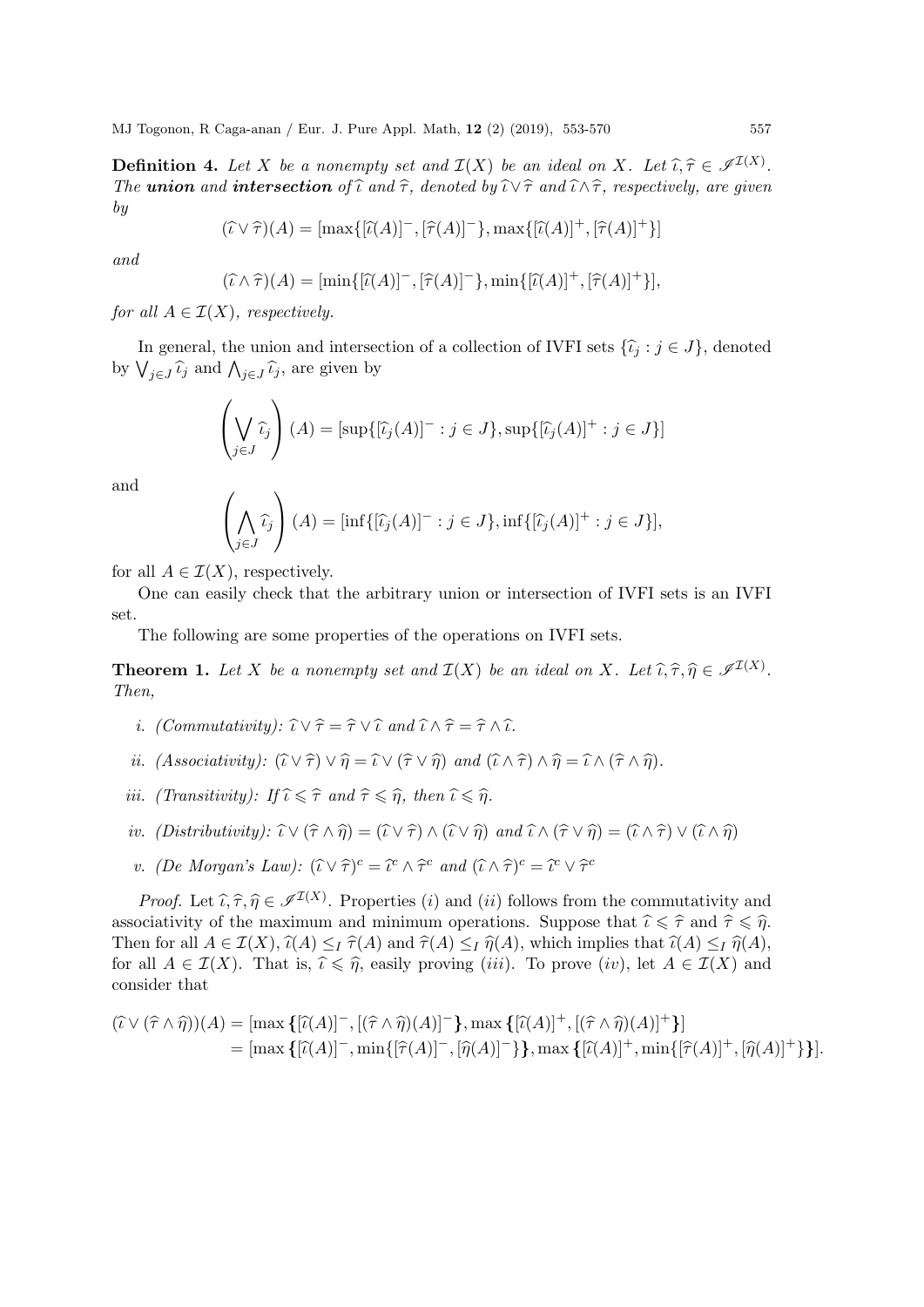**Definition 4.** *Let $X$ be a nonempty set and $\mathcal{I}(X)$ be an ideal on $X$. Let $\widehat{\iota}, \widehat{\tau} \in \mathscr{I}^{\mathcal{I}(X)}$. The **union** and **intersection** of $\widehat{\iota}$ and $\widehat{\tau}$, denoted by $\widehat{\iota} \vee \widehat{\tau}$ and $\widehat{\iota} \wedge \widehat{\tau}$, respectively, are given by*

$$(\widehat{\iota} \vee \widehat{\tau})(A) = [\max\{[\widehat{\iota}(A)]^-, [\widehat{\tau}(A)]^-\}, \max\{[\widehat{\iota}(A)]^+, [\widehat{\tau}(A)]^+\}]$$

*and*

$$(\widehat{\iota} \wedge \widehat{\tau})(A) = [\min\{[\widehat{\iota}(A)]^-, [\widehat{\tau}(A)]^-\}, \min\{[\widehat{\iota}(A)]^+, [\widehat{\tau}(A)]^+\}],$$

*for all $A \in \mathcal{I}(X)$, respectively.*

In general, the union and intersection of a collection of IVFI sets $\{\widehat{\iota}_j : j \in J\}$, denoted by $\bigvee_{j\in J} \widehat{\iota}_j$ and $\bigwedge_{j\in J} \widehat{\iota}_j$, are given by

$$\left(\bigvee_{j\in J} \widehat{\iota}_j\right)(A) = [\sup\{[\widehat{\iota}_j(A)]^- : j \in J\}, \sup\{[\widehat{\iota}_j(A)]^+ : j \in J\}]$$

and

$$\left(\bigwedge_{j\in J} \widehat{\iota}_j\right)(A) = [\inf\{[\widehat{\iota}_j(A)]^- : j \in J\}, \inf\{[\widehat{\iota}_j(A)]^+ : j \in J\}],$$

for all $A \in \mathcal{I}(X)$, respectively.

One can easily check that the arbitrary union or intersection of IVFI sets is an IVFI set.

The following are some properties of the operations on IVFI sets.

**Theorem 1.** *Let $X$ be a nonempty set and $\mathcal{I}(X)$ be an ideal on $X$. Let $\widehat{\iota}, \widehat{\tau}, \widehat{\eta} \in \mathscr{I}^{\mathcal{I}(X)}$. Then,*

*i. (Commutativity): $\widehat{\iota} \vee \widehat{\tau} = \widehat{\tau} \vee \widehat{\iota}$ and $\widehat{\iota} \wedge \widehat{\tau} = \widehat{\tau} \wedge \widehat{\iota}$.*

*ii. (Associativity): $(\widehat{\iota} \vee \widehat{\tau}) \vee \widehat{\eta} = \widehat{\iota} \vee (\widehat{\tau} \vee \widehat{\eta})$ and $(\widehat{\iota} \wedge \widehat{\tau}) \wedge \widehat{\eta} = \widehat{\iota} \wedge (\widehat{\tau} \wedge \widehat{\eta})$.*

*iii. (Transitivity): If $\widehat{\iota} \leqslant \widehat{\tau}$ and $\widehat{\tau} \leqslant \widehat{\eta}$, then $\widehat{\iota} \leqslant \widehat{\eta}$.*

*iv. (Distributivity): $\widehat{\iota} \vee (\widehat{\tau} \wedge \widehat{\eta}) = (\widehat{\iota} \vee \widehat{\tau}) \wedge (\widehat{\iota} \vee \widehat{\eta})$ and $\widehat{\iota} \wedge (\widehat{\tau} \vee \widehat{\eta}) = (\widehat{\iota} \wedge \widehat{\tau}) \vee (\widehat{\iota} \wedge \widehat{\eta})$*

*v. (De Morgan's Law): $(\widehat{\iota} \vee \widehat{\tau})^c = \widehat{\iota}^c \wedge \widehat{\tau}^c$ and $(\widehat{\iota} \wedge \widehat{\tau})^c = \widehat{\iota}^c \vee \widehat{\tau}^c$*

*Proof.* Let $\widehat{\iota}, \widehat{\tau}, \widehat{\eta} \in \mathscr{I}^{\mathcal{I}(X)}$. Properties $(i)$ and $(ii)$ follows from the commutativity and associativity of the maximum and minimum operations. Suppose that $\widehat{\iota} \leqslant \widehat{\tau}$ and $\widehat{\tau} \leqslant \widehat{\eta}$. Then for all $A \in \mathcal{I}(X)$, $\widehat{\iota}(A) \leq_I \widehat{\tau}(A)$ and $\widehat{\tau}(A) \leq_I \widehat{\eta}(A)$, which implies that $\widehat{\iota}(A) \leq_I \widehat{\eta}(A)$, for all $A \in \mathcal{I}(X)$. That is, $\widehat{\iota} \leqslant \widehat{\eta}$, easily proving $(iii)$. To prove $(iv)$, let $A \in \mathcal{I}(X)$ and consider that

$$\begin{aligned}(\widehat{\iota} \vee (\widehat{\tau} \wedge \widehat{\eta}))(A) &= [\max\{[\widehat{\iota}(A)]^-, [(\widehat{\tau} \wedge \widehat{\eta})(A)]^-\}, \max\{[\widehat{\iota}(A)]^+, [(\widehat{\tau} \wedge \widehat{\eta})(A)]^+\}] \\ &= [\max\{[\widehat{\iota}(A)]^-, \min\{[\widehat{\tau}(A)]^-, [\widehat{\eta}(A)]^-\}\}, \max\{[\widehat{\iota}(A)]^+, \min\{[\widehat{\tau}(A)]^+, [\widehat{\eta}(A)]^+\}\}].\end{aligned}$$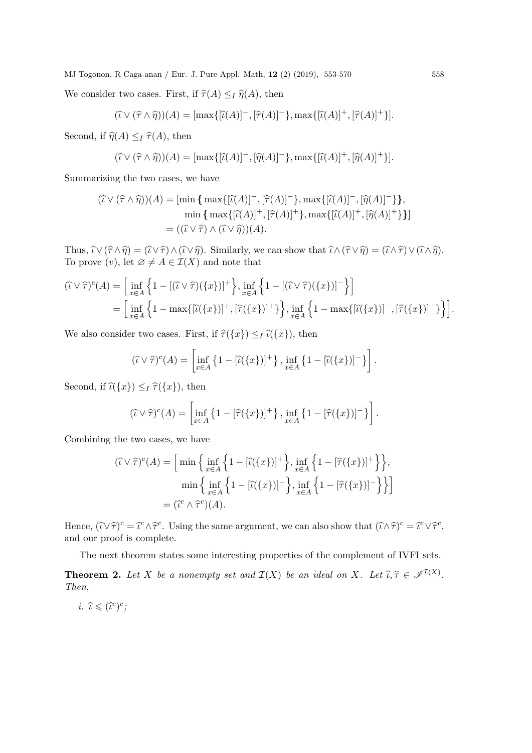We consider two cases. First, if $\widehat{\tau}(A) \leq_I \widehat{\eta}(A)$, then

$$(\widehat{\iota} \vee (\widehat{\tau} \wedge \widehat{\eta}))(A) = [\max\{[\widehat{\iota}(A)]^-, [\widehat{\tau}(A)]^-\}, \max\{[\widehat{\iota}(A)]^+, [\widehat{\tau}(A)]^+\}].$$

Second, if $\widehat{\eta}(A) \leq_I \widehat{\tau}(A)$, then

$$(\widehat{\iota} \vee (\widehat{\tau} \wedge \widehat{\eta}))(A) = [\max\{[\widehat{\iota}(A)]^-, [\widehat{\eta}(A)]^-\}, \max\{[\widehat{\iota}(A)]^+, [\widehat{\eta}(A)]^+\}].$$

Summarizing the two cases, we have

$$\begin{aligned}(\widehat{\iota} \vee (\widehat{\tau} \wedge \widehat{\eta}))(A) = [&\min \{ \max\{[\widehat{\iota}(A)]^-, [\widehat{\tau}(A)]^-\}, \max\{[\widehat{\iota}(A)]^-, [\widehat{\eta}(A)]^-\}\},\\ &\min \{ \max\{[\widehat{\iota}(A)]^+, [\widehat{\tau}(A)]^+\}, \max\{[\widehat{\iota}(A)]^+, [\widehat{\eta}(A)]^+\}\}]\\ = ((&\widehat{\iota} \vee \widehat{\tau}) \wedge (\widehat{\iota} \vee \widehat{\eta}))(A).\end{aligned}$$

Thus, $\widehat{\iota} \vee (\widehat{\tau} \wedge \widehat{\eta}) = (\widehat{\iota} \vee \widehat{\tau}) \wedge (\widehat{\iota} \vee \widehat{\eta})$. Similarly, we can show that $\widehat{\iota} \wedge (\widehat{\tau} \vee \widehat{\eta}) = (\widehat{\iota} \wedge \widehat{\tau}) \vee (\widehat{\iota} \wedge \widehat{\eta})$. To prove $(v)$, let $\varnothing \neq A \in \mathcal{I}(X)$ and note that

$$\begin{aligned}(\widehat{\iota} \vee \widehat{\tau})^c(A) &= \Big[ \inf_{x \in A} \Big\{1 - [(\widehat{\iota} \vee \widehat{\tau})(\{x\})]^+\Big\}, \inf_{x \in A} \Big\{1 - [(\widehat{\iota} \vee \widehat{\tau})(\{x\})]^-\Big\}\Big]\\ &= \Big[ \inf_{x \in A} \Big\{1 - \max\{[\widehat{\iota}(\{x\})]^+, [\widehat{\tau}(\{x\})]^+\}\Big\}, \inf_{x \in A} \Big\{1 - \max\{[\widehat{\iota}(\{x\})]^-, [\widehat{\tau}(\{x\})]^-\}\Big\}\Big].\end{aligned}$$

We also consider two cases. First, if $\widehat{\tau}(\{x\}) \leq_I \widehat{\iota}(\{x\})$, then

$$(\widehat{\iota} \vee \widehat{\tau})^c(A) = \left[\inf_{x \in A} \left\{1 - [\widehat{\iota}(\{x\})]^+\right\}, \inf_{x \in A} \left\{1 - [\widehat{\iota}(\{x\})]^-\right\}\right].$$

Second, if $\widehat{\iota}(\{x\}) \leq_I \widehat{\tau}(\{x\})$, then

$$(\widehat{\iota} \vee \widehat{\tau})^c(A) = \left[\inf_{x \in A} \left\{1 - [\widehat{\tau}(\{x\})]^+\right\}, \inf_{x \in A} \left\{1 - [\widehat{\tau}(\{x\})]^-\right\}\right].$$

Combining the two cases, we have

$$\begin{aligned}(\widehat{\iota} \vee \widehat{\tau})^c(A) = \Big[ &\min \Big\{ \inf_{x \in A} \Big\{1 - [\widehat{\iota}(\{x\})]^+\Big\}, \inf_{x \in A} \Big\{1 - [\widehat{\tau}(\{x\})]^+\Big\}\Big\},\\ &\min \Big\{ \inf_{x \in A} \Big\{1 - [\widehat{\iota}(\{x\})]^-\Big\}, \inf_{x \in A} \Big\{1 - [\widehat{\tau}(\{x\})]^-\Big\}\Big\}\Big]\\ = (&\widehat{\iota}^c \wedge \widehat{\tau}^c)(A).\end{aligned}$$

Hence, $(\widehat{\iota} \vee \widehat{\tau})^c = \widehat{\iota}^c \wedge \widehat{\tau}^c$. Using the same argument, we can also show that $(\widehat{\iota} \wedge \widehat{\tau})^c = \widehat{\iota}^c \vee \widehat{\tau}^c$, and our proof is complete.

The next theorem states some interesting properties of the complement of IVFI sets.

**Theorem 2.** *Let $X$ be a nonempty set and $\mathcal{I}(X)$ be an ideal on $X$. Let $\widehat{\iota}, \widehat{\tau} \in \mathscr{I}^{\mathcal{I}(X)}$. Then,*

*i.* $\widehat{\iota} \leqslant (\widehat{\iota}^c)^c$;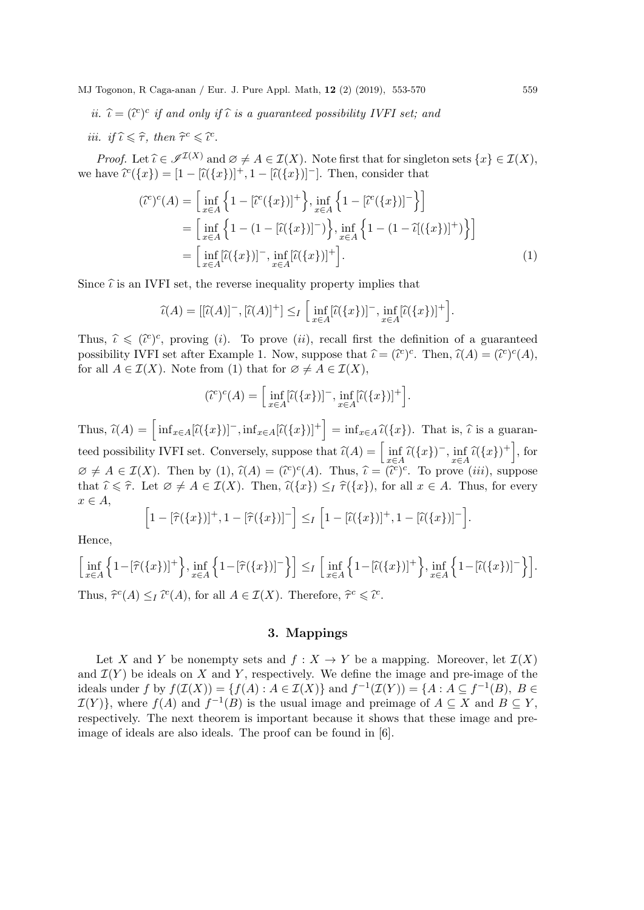*ii.* $\widehat{\iota} = (\widehat{\iota}^c)^c$ *if and only if* $\widehat{\iota}$ *is a guaranteed possibility IVFI set; and*

*iii.* *if* $\widehat{\iota} \leqslant \widehat{\tau}$*, then* $\widehat{\tau}^c \leqslant \widehat{\iota}^c$.

*Proof.* Let $\widehat{\iota} \in \mathscr{I}^{\mathcal{I}(X)}$ and $\varnothing \neq A \in \mathcal{I}(X)$. Note first that for singleton sets $\{x\} \in \mathcal{I}(X)$, we have $\widehat{\iota}^c(\{x\}) = [1 - [\widehat{\iota}(\{x\})]^+, 1 - [\widehat{\iota}(\{x\})]^-]$. Then, consider that

$$
\begin{aligned}
(\widehat{\iota}^c)^c(A) &= \Big[\inf_{x\in A}\Big\{1 - [\widehat{\iota}^c(\{x\})]^+\Big\}, \inf_{x\in A}\Big\{1 - [\widehat{\iota}^c(\{x\})]^-\Big\}\Big] \\
&= \Big[\inf_{x\in A}\Big\{1 - (1 - [\widehat{\iota}(\{x\})]^-)\Big\}, \inf_{x\in A}\Big\{1 - (1 - \widehat{\iota}[(\{x\})]^+)\Big\}\Big] \\
&= \Big[\inf_{x\in A}[\widehat{\iota}(\{x\})]^-, \inf_{x\in A}[\widehat{\iota}(\{x\})]^+\Big]. \qquad (1)
\end{aligned}
$$

Since $\widehat{\iota}$ is an IVFI set, the reverse inequality property implies that

$$
\widehat{\iota}(A) = [[\widehat{\iota}(A)]^-, [\widehat{\iota}(A)]^+] \leq_I \Big[\inf_{x\in A}[\widehat{\iota}(\{x\})]^-, \inf_{x\in A}[\widehat{\iota}(\{x\})]^+\Big].
$$

Thus, $\widehat{\iota} \leqslant (\widehat{\iota}^c)^c$, proving $(i)$. To prove $(ii)$, recall first the definition of a guaranteed possibility IVFI set after Example 1. Now, suppose that $\widehat{\iota} = (\widehat{\iota}^c)^c$. Then, $\widehat{\iota}(A) = (\widehat{\iota}^c)^c(A)$, for all $A \in \mathcal{I}(X)$. Note from (1) that for $\varnothing \neq A \in \mathcal{I}(X)$,

$$
(\widehat{\iota}^c)^c(A) = \Big[\inf_{x\in A}[\widehat{\iota}(\{x\})]^-, \inf_{x\in A}[\widehat{\iota}(\{x\})]^+\Big].
$$

Thus, $\widehat{\iota}(A) = \Big[\inf_{x\in A}[\widehat{\iota}(\{x\})]^-, \inf_{x\in A}[\widehat{\iota}(\{x\})]^+\Big] = \inf_{x\in A}\widehat{\iota}(\{x\})$. That is, $\widehat{\iota}$ is a guaranteed possibility IVFI set. Conversely, suppose that $\widehat{\iota}(A) = \Big[\inf\limits_{x\in A}\widehat{\iota}(\{x\})^-, \inf\limits_{x\in A}\widehat{\iota}(\{x\})^+\Big]$, for $\varnothing \neq A \in \mathcal{I}(X)$. Then by (1), $\widehat{\iota}(A) = (\widehat{\iota}^c)^c(A)$. Thus, $\widehat{\iota} = (\widehat{\iota}^c)^c$. To prove $(iii)$, suppose that $\widehat{\iota} \leqslant \widehat{\tau}$. Let $\varnothing \neq A \in \mathcal{I}(X)$. Then, $\widehat{\iota}(\{x\}) \leq_I \widehat{\tau}(\{x\})$, for all $x \in A$. Thus, for every $x \in A$,

$$
\Big[1 - [\widehat{\tau}(\{x\})]^+, 1 - [\widehat{\tau}(\{x\})]^-\Big] \leq_I \Big[1 - [\widehat{\iota}(\{x\})]^+, 1 - [\widehat{\iota}(\{x\})]^-\Big].
$$

Hence,

$$
\Big[\inf_{x\in A}\Big\{1-[\widehat{\tau}(\{x\})]^+\Big\}, \inf_{x\in A}\Big\{1-[\widehat{\tau}(\{x\})]^-\Big\}\Big] \leq_I \Big[\inf_{x\in A}\Big\{1-[\widehat{\iota}(\{x\})]^+\Big\}, \inf_{x\in A}\Big\{1-[\widehat{\iota}(\{x\})]^-\Big\}\Big].
$$

Thus, $\widehat{\tau}^c(A) \leq_I \widehat{\iota}^c(A)$, for all $A \in \mathcal{I}(X)$. Therefore, $\widehat{\tau}^c \leqslant \widehat{\iota}^c$.

## 3. Mappings

Let $X$ and $Y$ be nonempty sets and $f : X \to Y$ be a mapping. Moreover, let $\mathcal{I}(X)$ and $\mathcal{I}(Y)$ be ideals on $X$ and $Y$, respectively. We define the image and pre-image of the ideals under $f$ by $f(\mathcal{I}(X)) = \{f(A) : A \in \mathcal{I}(X)\}$ and $f^{-1}(\mathcal{I}(Y)) = \{A : A \subseteq f^{-1}(B),\ B \in \mathcal{I}(Y)\}$, where $f(A)$ and $f^{-1}(B)$ is the usual image and preimage of $A \subseteq X$ and $B \subseteq Y$, respectively. The next theorem is important because it shows that these image and pre-image of ideals are also ideals. The proof can be found in [6].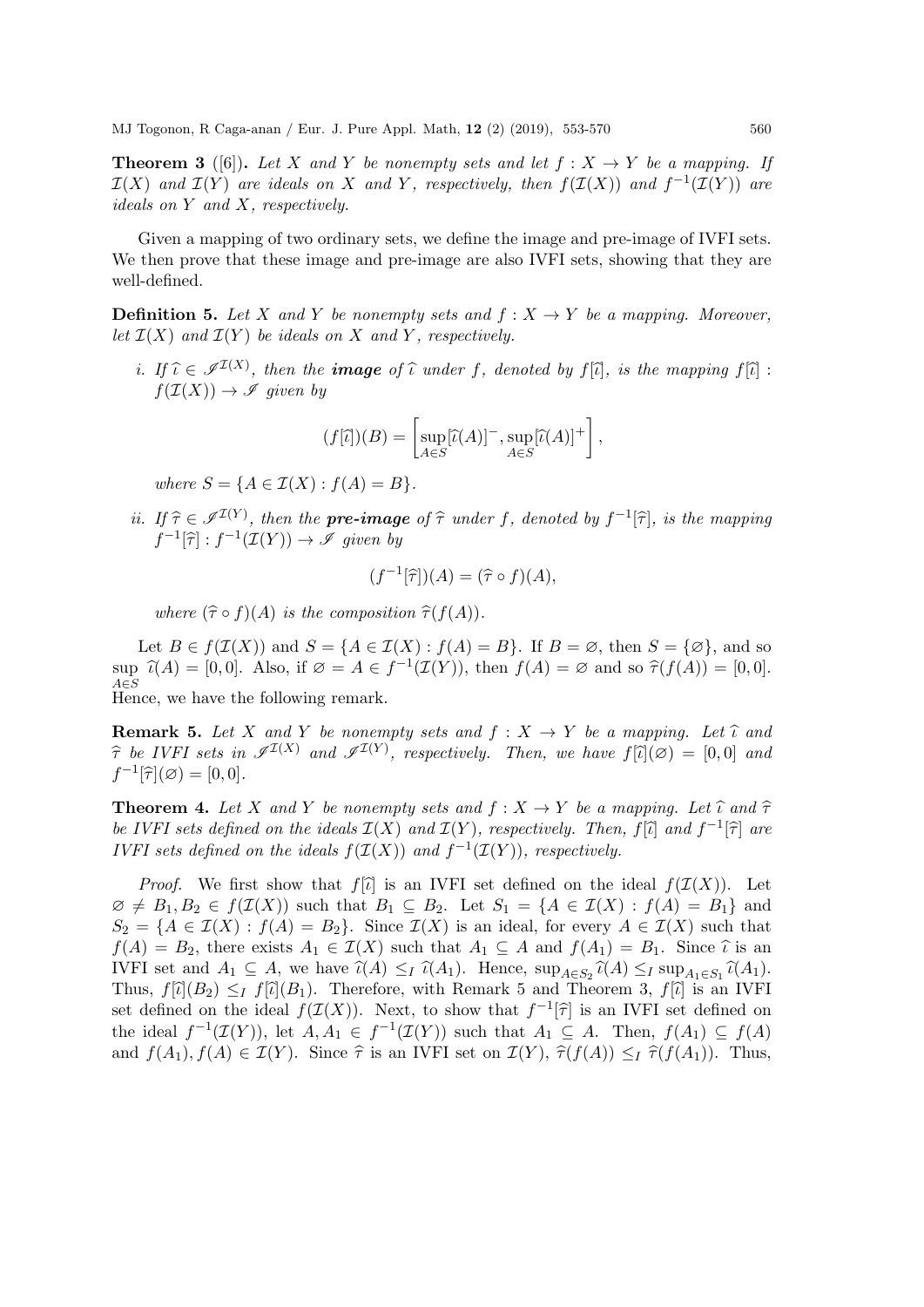**Theorem 3** ([6])**.** *Let $X$ and $Y$ be nonempty sets and let $f : X \to Y$ be a mapping. If $\mathcal{I}(X)$ and $\mathcal{I}(Y)$ are ideals on $X$ and $Y$, respectively, then $f(\mathcal{I}(X))$ and $f^{-1}(\mathcal{I}(Y))$ are ideals on $Y$ and $X$, respectively.*

Given a mapping of two ordinary sets, we define the image and pre-image of IVFI sets. We then prove that these image and pre-image are also IVFI sets, showing that they are well-defined.

**Definition 5.** *Let $X$ and $Y$ be nonempty sets and $f : X \to Y$ be a mapping. Moreover, let $\mathcal{I}(X)$ and $\mathcal{I}(Y)$ be ideals on $X$ and $Y$, respectively.*

*i. If $\widehat{\iota} \in \mathscr{I}^{\mathcal{I}(X)}$, then the* ***image*** *of $\widehat{\iota}$ under $f$, denoted by $f[\widehat{\iota}]$, is the mapping $f[\widehat{\iota}] : f(\mathcal{I}(X)) \to \mathscr{I}$ given by*

$$(f[\widehat{\iota}])(B) = \left[\sup_{A \in S}[\widehat{\iota}(A)]^{-}, \sup_{A \in S}[\widehat{\iota}(A)]^{+}\right],$$

*where $S = \{A \in \mathcal{I}(X) : f(A) = B\}$.*

*ii. If $\widehat{\tau} \in \mathscr{I}^{\mathcal{I}(Y)}$, then the* ***pre-image*** *of $\widehat{\tau}$ under $f$, denoted by $f^{-1}[\widehat{\tau}]$, is the mapping $f^{-1}[\widehat{\tau}] : f^{-1}(\mathcal{I}(Y)) \to \mathscr{I}$ given by*

$$(f^{-1}[\widehat{\tau}])(A) = (\widehat{\tau} \circ f)(A),$$

*where $(\widehat{\tau} \circ f)(A)$ is the composition $\widehat{\tau}(f(A))$.*

Let $B \in f(\mathcal{I}(X))$ and $S = \{A \in \mathcal{I}(X) : f(A) = B\}$. If $B = \varnothing$, then $S = \{\varnothing\}$, and so $\sup\limits_{A \in S} \widehat{\iota}(A) = [0, 0]$. Also, if $\varnothing = A \in f^{-1}(\mathcal{I}(Y))$, then $f(A) = \varnothing$ and so $\widehat{\tau}(f(A)) = [0, 0]$. Hence, we have the following remark.

**Remark 5.** *Let $X$ and $Y$ be nonempty sets and $f : X \to Y$ be a mapping. Let $\widehat{\iota}$ and $\widehat{\tau}$ be IVFI sets in $\mathscr{I}^{\mathcal{I}(X)}$ and $\mathscr{I}^{\mathcal{I}(Y)}$, respectively. Then, we have $f[\widehat{\iota}](\varnothing) = [0, 0]$ and $f^{-1}[\widehat{\tau}](\varnothing) = [0, 0]$.*

**Theorem 4.** *Let $X$ and $Y$ be nonempty sets and $f : X \to Y$ be a mapping. Let $\widehat{\iota}$ and $\widehat{\tau}$ be IVFI sets defined on the ideals $\mathcal{I}(X)$ and $\mathcal{I}(Y)$, respectively. Then, $f[\widehat{\iota}]$ and $f^{-1}[\widehat{\tau}]$ are IVFI sets defined on the ideals $f(\mathcal{I}(X))$ and $f^{-1}(\mathcal{I}(Y))$, respectively.*

*Proof.* We first show that $f[\widehat{\iota}]$ is an IVFI set defined on the ideal $f(\mathcal{I}(X))$. Let $\varnothing \neq B_1, B_2 \in f(\mathcal{I}(X))$ such that $B_1 \subseteq B_2$. Let $S_1 = \{A \in \mathcal{I}(X) : f(A) = B_1\}$ and $S_2 = \{A \in \mathcal{I}(X) : f(A) = B_2\}$. Since $\mathcal{I}(X)$ is an ideal, for every $A \in \mathcal{I}(X)$ such that $f(A) = B_2$, there exists $A_1 \in \mathcal{I}(X)$ such that $A_1 \subseteq A$ and $f(A_1) = B_1$. Since $\widehat{\iota}$ is an IVFI set and $A_1 \subseteq A$, we have $\widehat{\iota}(A) \leq_I \widehat{\iota}(A_1)$. Hence, $\sup_{A \in S_2} \widehat{\iota}(A) \leq_I \sup_{A_1 \in S_1} \widehat{\iota}(A_1)$. Thus, $f[\widehat{\iota}](B_2) \leq_I f[\widehat{\iota}](B_1)$. Therefore, with Remark 5 and Theorem 3, $f[\widehat{\iota}]$ is an IVFI set defined on the ideal $f(\mathcal{I}(X))$. Next, to show that $f^{-1}[\widehat{\tau}]$ is an IVFI set defined on the ideal $f^{-1}(\mathcal{I}(Y))$, let $A, A_1 \in f^{-1}(\mathcal{I}(Y))$ such that $A_1 \subseteq A$. Then, $f(A_1) \subseteq f(A)$ and $f(A_1), f(A) \in \mathcal{I}(Y)$. Since $\widehat{\tau}$ is an IVFI set on $\mathcal{I}(Y)$, $\widehat{\tau}(f(A)) \leq_I \widehat{\tau}(f(A_1))$. Thus,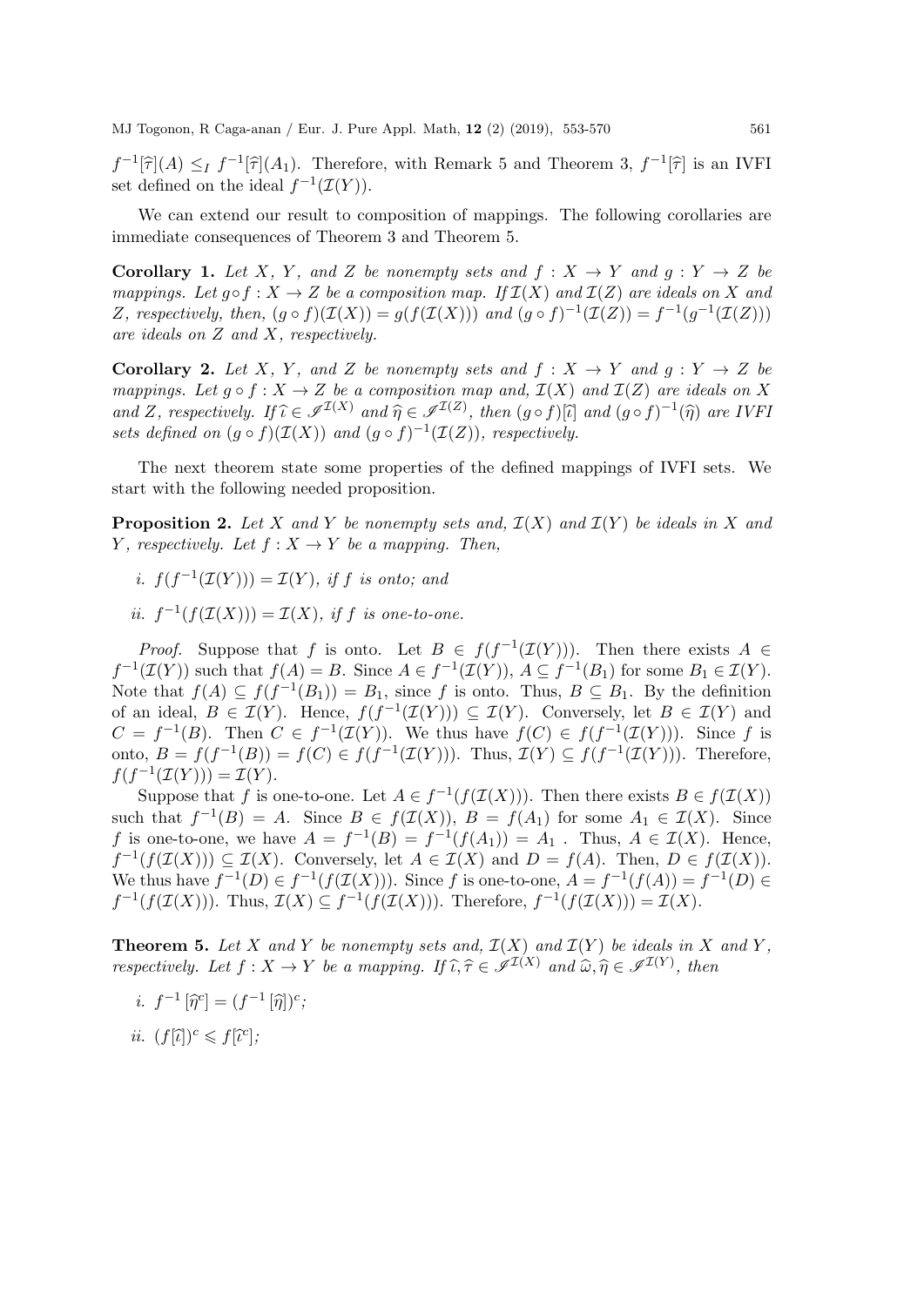$f^{-1}[\widehat{\tau}](A) \leq_I f^{-1}[\widehat{\tau}](A_1)$. Therefore, with Remark 5 and Theorem 3, $f^{-1}[\widehat{\tau}]$ is an IVFI set defined on the ideal $f^{-1}(\mathcal{I}(Y))$.

We can extend our result to composition of mappings. The following corollaries are immediate consequences of Theorem 3 and Theorem 5.

**Corollary 1.** *Let $X$, $Y$, and $Z$ be nonempty sets and $f : X \to Y$ and $g : Y \to Z$ be mappings. Let $g \circ f : X \to Z$ be a composition map. If $\mathcal{I}(X)$ and $\mathcal{I}(Z)$ are ideals on $X$ and $Z$, respectively, then, $(g \circ f)(\mathcal{I}(X)) = g(f(\mathcal{I}(X)))$ and $(g \circ f)^{-1}(\mathcal{I}(Z)) = f^{-1}(g^{-1}(\mathcal{I}(Z)))$ are ideals on $Z$ and $X$, respectively.*

**Corollary 2.** *Let $X$, $Y$, and $Z$ be nonempty sets and $f : X \to Y$ and $g : Y \to Z$ be mappings. Let $g \circ f : X \to Z$ be a composition map and, $\mathcal{I}(X)$ and $\mathcal{I}(Z)$ are ideals on $X$ and $Z$, respectively. If $\widehat{\iota} \in \mathscr{I}^{\mathcal{I}(X)}$ and $\widehat{\eta} \in \mathscr{I}^{\mathcal{I}(Z)}$, then $(g \circ f)[\widehat{\iota}]$ and $(g \circ f)^{-1}(\widehat{\eta})$ are IVFI sets defined on $(g \circ f)(\mathcal{I}(X))$ and $(g \circ f)^{-1}(\mathcal{I}(Z))$, respectively.*

The next theorem state some properties of the defined mappings of IVFI sets. We start with the following needed proposition.

**Proposition 2.** *Let $X$ and $Y$ be nonempty sets and, $\mathcal{I}(X)$ and $\mathcal{I}(Y)$ be ideals in $X$ and $Y$, respectively. Let $f : X \to Y$ be a mapping. Then,*

*i. $f(f^{-1}(\mathcal{I}(Y))) = \mathcal{I}(Y)$, if $f$ is onto; and*

*ii. $f^{-1}(f(\mathcal{I}(X))) = \mathcal{I}(X)$, if $f$ is one-to-one.*

*Proof.* Suppose that $f$ is onto. Let $B \in f(f^{-1}(\mathcal{I}(Y)))$. Then there exists $A \in f^{-1}(\mathcal{I}(Y))$ such that $f(A) = B$. Since $A \in f^{-1}(\mathcal{I}(Y))$, $A \subseteq f^{-1}(B_1)$ for some $B_1 \in \mathcal{I}(Y)$. Note that $f(A) \subseteq f(f^{-1}(B_1)) = B_1$, since $f$ is onto. Thus, $B \subseteq B_1$. By the definition of an ideal, $B \in \mathcal{I}(Y)$. Hence, $f(f^{-1}(\mathcal{I}(Y))) \subseteq \mathcal{I}(Y)$. Conversely, let $B \in \mathcal{I}(Y)$ and $C = f^{-1}(B)$. Then $C \in f^{-1}(\mathcal{I}(Y))$. We thus have $f(C) \in f(f^{-1}(\mathcal{I}(Y)))$. Since $f$ is onto, $B = f(f^{-1}(B)) = f(C) \in f(f^{-1}(\mathcal{I}(Y)))$. Thus, $\mathcal{I}(Y) \subseteq f(f^{-1}(\mathcal{I}(Y)))$. Therefore, $f(f^{-1}(\mathcal{I}(Y))) = \mathcal{I}(Y)$.

Suppose that $f$ is one-to-one. Let $A \in f^{-1}(f(\mathcal{I}(X)))$. Then there exists $B \in f(\mathcal{I}(X))$ such that $f^{-1}(B) = A$. Since $B \in f(\mathcal{I}(X))$, $B = f(A_1)$ for some $A_1 \in \mathcal{I}(X)$. Since $f$ is one-to-one, we have $A = f^{-1}(B) = f^{-1}(f(A_1)) = A_1$ . Thus, $A \in \mathcal{I}(X)$. Hence, $f^{-1}(f(\mathcal{I}(X))) \subseteq \mathcal{I}(X)$. Conversely, let $A \in \mathcal{I}(X)$ and $D = f(A)$. Then, $D \in f(\mathcal{I}(X))$. We thus have $f^{-1}(D) \in f^{-1}(f(\mathcal{I}(X)))$. Since $f$ is one-to-one, $A = f^{-1}(f(A)) = f^{-1}(D) \in f^{-1}(f(\mathcal{I}(X)))$. Thus, $\mathcal{I}(X) \subseteq f^{-1}(f(\mathcal{I}(X)))$. Therefore, $f^{-1}(f(\mathcal{I}(X))) = \mathcal{I}(X)$.

**Theorem 5.** *Let $X$ and $Y$ be nonempty sets and, $\mathcal{I}(X)$ and $\mathcal{I}(Y)$ be ideals in $X$ and $Y$, respectively. Let $f : X \to Y$ be a mapping. If $\widehat{\iota}, \widehat{\tau} \in \mathscr{I}^{\mathcal{I}(X)}$ and $\widehat{\omega}, \widehat{\eta} \in \mathscr{I}^{\mathcal{I}(Y)}$, then*

*i. $f^{-1}[\widehat{\eta}^c] = (f^{-1}[\widehat{\eta}])^c$;*

*ii. $(f[\widehat{\iota}])^c \leqslant f[\widehat{\iota}^c]$;*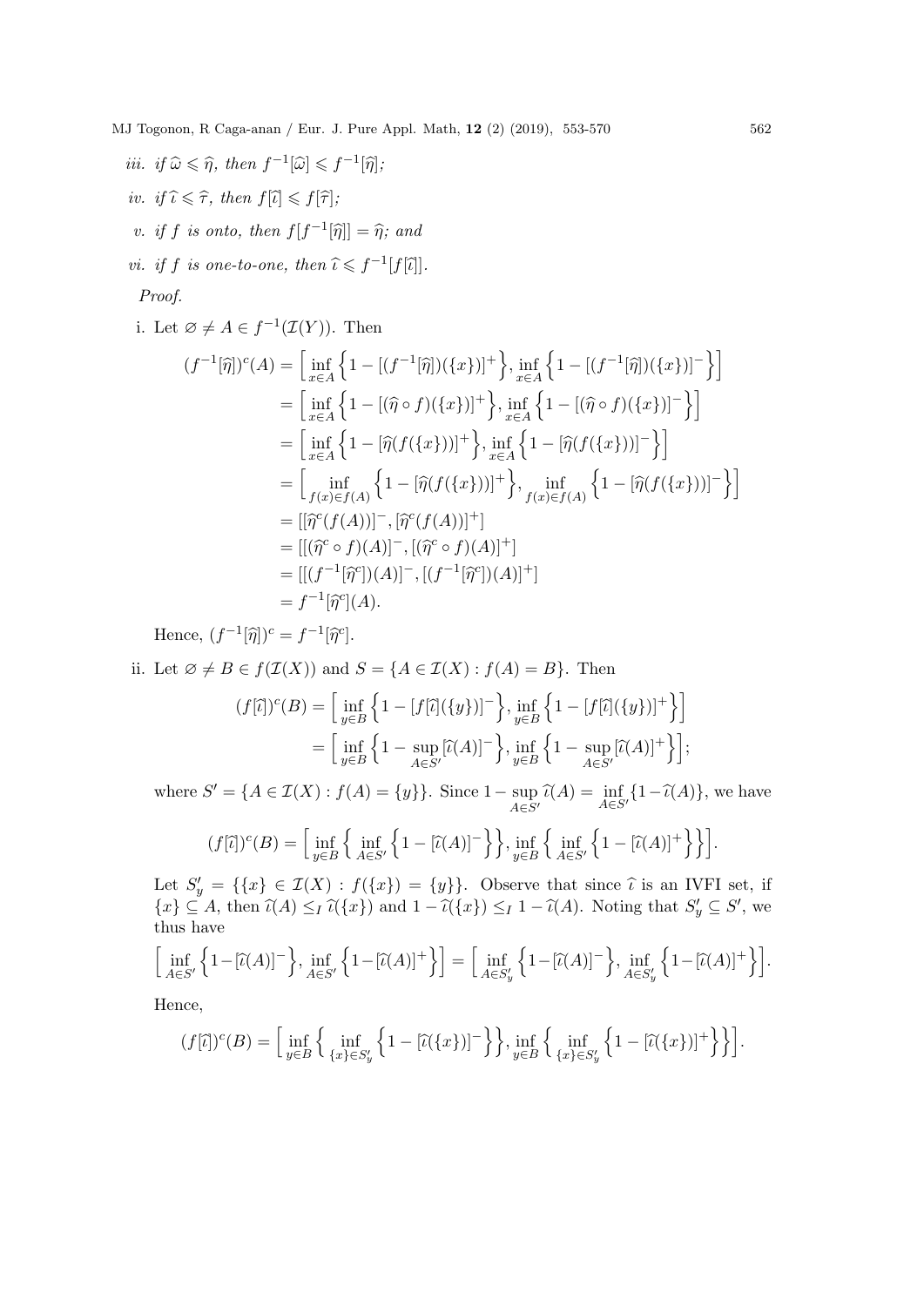*iii. if* $\widehat{\omega} \leqslant \widehat{\eta}$*, then* $f^{-1}[\widehat{\omega}] \leqslant f^{-1}[\widehat{\eta}]$*;*

*iv. if* $\widehat{\iota} \leqslant \widehat{\tau}$*, then* $f[\widehat{\iota}] \leqslant f[\widehat{\tau}]$*;*

*v. if* $f$ *is onto, then* $f[f^{-1}[\widehat{\eta}]] = \widehat{\eta}$*; and*

*vi. if* $f$ *is one-to-one, then* $\widehat{\iota} \leqslant f^{-1}[f[\widehat{\iota}]]$*.*

*Proof.*

i. Let $\varnothing \neq A \in f^{-1}(\mathcal{I}(Y))$. Then

$$\begin{aligned}
(f^{-1}[\widehat{\eta}])^c(A) &= \Big[ \inf_{x\in A} \Big\{ 1 - [(f^{-1}[\widehat{\eta}])(\{x\})]^+ \Big\}, \inf_{x\in A} \Big\{ 1 - [(f^{-1}[\widehat{\eta}])(\{x\})]^- \Big\} \Big] \\
&= \Big[ \inf_{x\in A} \Big\{ 1 - [(\widehat{\eta} \circ f)(\{x\})]^+ \Big\}, \inf_{x\in A} \Big\{ 1 - [(\widehat{\eta} \circ f)(\{x\})]^- \Big\} \Big] \\
&= \Big[ \inf_{x\in A} \Big\{ 1 - [\widehat{\eta}(f(\{x\}))]^+ \Big\}, \inf_{x\in A} \Big\{ 1 - [\widehat{\eta}(f(\{x\}))]^- \Big\} \Big] \\
&= \Big[ \inf_{f(x)\in f(A)} \Big\{ 1 - [\widehat{\eta}(f(\{x\}))]^+ \Big\}, \inf_{f(x)\in f(A)} \Big\{ 1 - [\widehat{\eta}(f(\{x\}))]^- \Big\} \Big] \\
&= [[\widehat{\eta}^c(f(A))]^-, [\widehat{\eta}^c(f(A))]^+] \\
&= [[(\widehat{\eta}^c \circ f)(A)]^-, [(\widehat{\eta}^c \circ f)(A)]^+] \\
&= [[(f^{-1}[\widehat{\eta}^c])(A)]^-, [(f^{-1}[\widehat{\eta}^c])(A)]^+] \\
&= f^{-1}[\widehat{\eta}^c](A).
\end{aligned}$$

Hence, $(f^{-1}[\widehat{\eta}])^c = f^{-1}[\widehat{\eta}^c]$.

ii. Let $\varnothing \neq B \in f(\mathcal{I}(X))$ and $S = \{A \in \mathcal{I}(X) : f(A) = B\}$. Then

$$\begin{aligned}
(f[\widehat{\iota}])^c(B) &= \Big[ \inf_{y\in B} \Big\{ 1 - [f[\widehat{\iota}](\{y\})]^- \Big\}, \inf_{y\in B} \Big\{ 1 - [f[\widehat{\iota}](\{y\})]^+ \Big\} \Big] \\
&= \Big[ \inf_{y\in B} \Big\{ 1 - \sup_{A\in S'} [\widehat{\iota}(A)]^- \Big\}, \inf_{y\in B} \Big\{ 1 - \sup_{A\in S'} [\widehat{\iota}(A)]^+ \Big\} \Big];
\end{aligned}$$

where $S' = \{A \in \mathcal{I}(X) : f(A) = \{y\}\}$. Since $1 - \sup_{A\in S'} \widehat{\iota}(A) = \inf_{A\in S'} \{1 - \widehat{\iota}(A)\}$, we have

$$(f[\widehat{\iota}])^c(B) = \Big[ \inf_{y\in B} \Big\{ \inf_{A\in S'} \Big\{ 1 - [\widehat{\iota}(A)]^- \Big\} \Big\}, \inf_{y\in B} \Big\{ \inf_{A\in S'} \Big\{ 1 - [\widehat{\iota}(A)]^+ \Big\} \Big\} \Big].$$

Let $S'_y = \{\{x\} \in \mathcal{I}(X) : f(\{x\}) = \{y\}\}$. Observe that since $\widehat{\iota}$ is an IVFI set, if $\{x\} \subseteq A$, then $\widehat{\iota}(A) \leq_I \widehat{\iota}(\{x\})$ and $1 - \widehat{\iota}(\{x\}) \leq_I 1 - \widehat{\iota}(A)$. Noting that $S'_y \subseteq S'$, we thus have

$$\Big[ \inf_{A\in S'} \Big\{ 1 - [\widehat{\iota}(A)]^- \Big\}, \inf_{A\in S'} \Big\{ 1 - [\widehat{\iota}(A)]^+ \Big\} \Big] = \Big[ \inf_{A\in S'_y} \Big\{ 1 - [\widehat{\iota}(A)]^- \Big\}, \inf_{A\in S'_y} \Big\{ 1 - [\widehat{\iota}(A)]^+ \Big\} \Big].$$

Hence,

$$(f[\widehat{\iota}])^c(B) = \Big[ \inf_{y\in B} \Big\{ \inf_{\{x\}\in S'_y} \Big\{ 1 - [\widehat{\iota}(\{x\})]^- \Big\} \Big\}, \inf_{y\in B} \Big\{ \inf_{\{x\}\in S'_y} \Big\{ 1 - [\widehat{\iota}(\{x\})]^+ \Big\} \Big\} \Big].$$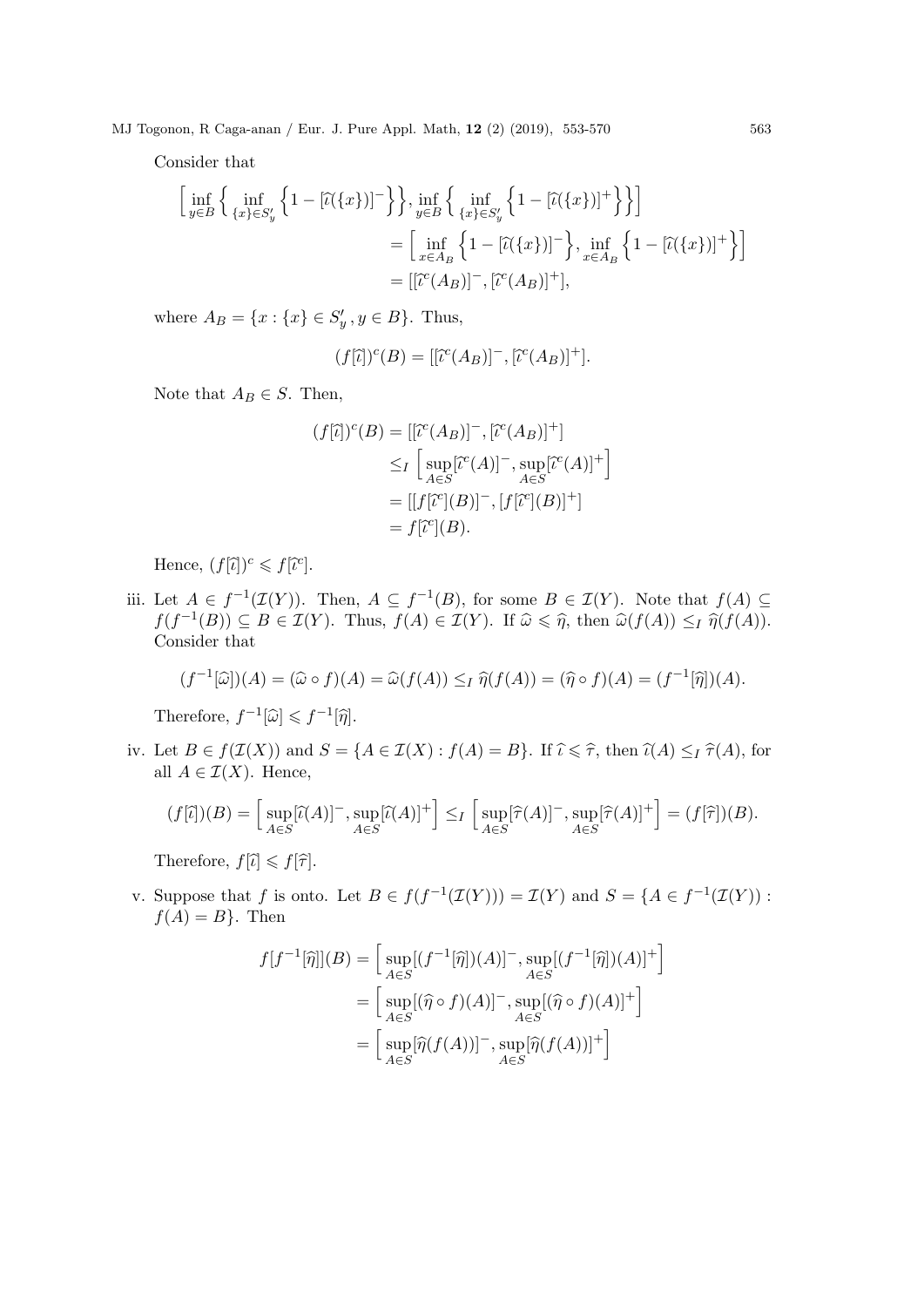Consider that

$$\Big[\inf_{y\in B}\Big\{\inf_{\{x\}\in S'_y}\Big\{1-[\widehat{\iota}(\{x\})]^-\Big\}\Big\},\inf_{y\in B}\Big\{\inf_{\{x\}\in S'_y}\Big\{1-[\widehat{\iota}(\{x\})]^+\Big\}\Big\}\Big]$$
$$=\Big[\inf_{x\in A_B}\Big\{1-[\widehat{\iota}(\{x\})]^-\Big\},\inf_{x\in A_B}\Big\{1-[\widehat{\iota}(\{x\})]^+\Big\}\Big]$$
$$=[[\widehat{\iota}^c(A_B)]^-,[\widehat{\iota}^c(A_B)]^+],$$

where $A_B=\{x:\{x\}\in S'_y, y\in B\}$. Thus,

$$(f[\widehat{\iota}])^c(B)=[[\widehat{\iota}^c(A_B)]^-,[\widehat{\iota}^c(A_B)]^+].$$

Note that $A_B\in S$. Then,

$$\begin{aligned}(f[\widehat{\iota}])^c(B)&=[[\widehat{\iota}^c(A_B)]^-,[\widehat{\iota}^c(A_B)]^+]\\&\leq_I\Big[\sup_{A\in S}[\widehat{\iota}^c(A)]^-,\sup_{A\in S}[\widehat{\iota}^c(A)]^+\Big]\\&=[[f[\widehat{\iota}^c](B)]^-,[f[\widehat{\iota}^c](B)]^+]\\&=f[\widehat{\iota}^c](B).\end{aligned}$$

Hence, $(f[\widehat{\iota}])^c\leqslant f[\widehat{\iota}^c]$.

iii. Let $A\in f^{-1}(\mathcal{I}(Y))$. Then, $A\subseteq f^{-1}(B)$, for some $B\in\mathcal{I}(Y)$. Note that $f(A)\subseteq f(f^{-1}(B))\subseteq B\in\mathcal{I}(Y)$. Thus, $f(A)\in\mathcal{I}(Y)$. If $\widehat{\omega}\leqslant\widehat{\eta}$, then $\widehat{\omega}(f(A))\leq_I\widehat{\eta}(f(A))$. Consider that

$$(f^{-1}[\widehat{\omega}])(A)=(\widehat{\omega}\circ f)(A)=\widehat{\omega}(f(A))\leq_I\widehat{\eta}(f(A))=(\widehat{\eta}\circ f)(A)=(f^{-1}[\widehat{\eta}])(A).$$

Therefore, $f^{-1}[\widehat{\omega}]\leqslant f^{-1}[\widehat{\eta}]$.

iv. Let $B\in f(\mathcal{I}(X))$ and $S=\{A\in\mathcal{I}(X):f(A)=B\}$. If $\widehat{\iota}\leqslant\widehat{\tau}$, then $\widehat{\iota}(A)\leq_I\widehat{\tau}(A)$, for all $A\in\mathcal{I}(X)$. Hence,

$$(f[\widehat{\iota}])(B)=\Big[\sup_{A\in S}[\widehat{\iota}(A)]^-,\sup_{A\in S}[\widehat{\iota}(A)]^+\Big]\leq_I\Big[\sup_{A\in S}[\widehat{\tau}(A)]^-,\sup_{A\in S}[\widehat{\tau}(A)]^+\Big]=(f[\widehat{\tau}])(B).$$

Therefore, $f[\widehat{\iota}]\leqslant f[\widehat{\tau}]$.

v. Suppose that $f$ is onto. Let $B\in f(f^{-1}(\mathcal{I}(Y)))=\mathcal{I}(Y)$ and $S=\{A\in f^{-1}(\mathcal{I}(Y)):f(A)=B\}$. Then

$$\begin{aligned}f[f^{-1}[\widehat{\eta}]](B)&=\Big[\sup_{A\in S}[(f^{-1}[\widehat{\eta}])(A)]^-,\sup_{A\in S}[(f^{-1}[\widehat{\eta}])(A)]^+\Big]\\&=\Big[\sup_{A\in S}[(\widehat{\eta}\circ f)(A)]^-,\sup_{A\in S}[(\widehat{\eta}\circ f)(A)]^+\Big]\\&=\Big[\sup_{A\in S}[\widehat{\eta}(f(A))]^-,\sup_{A\in S}[\widehat{\eta}(f(A))]^+\Big]\end{aligned}$$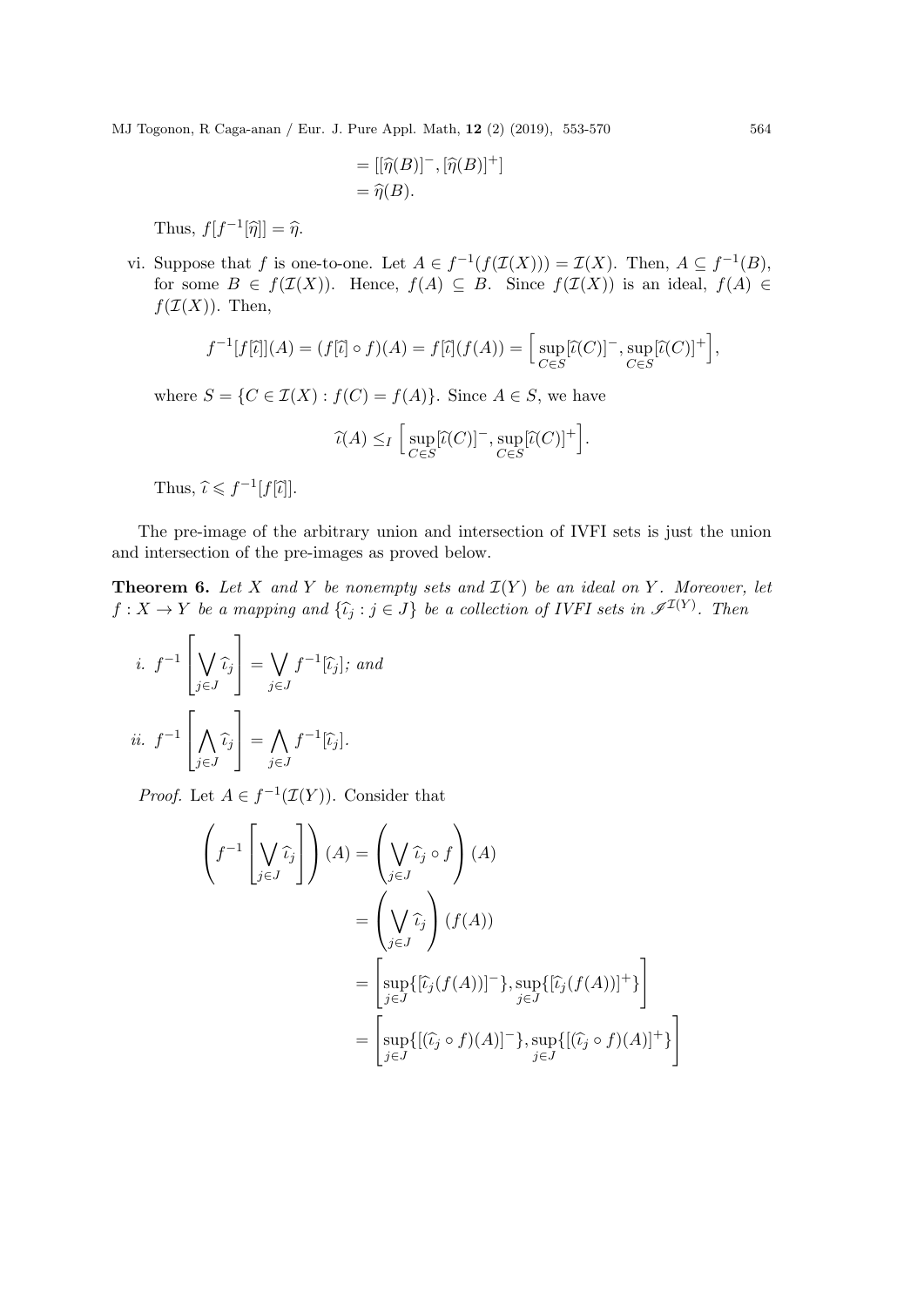$$= [[\widehat{\eta}(B)]^-, [\widehat{\eta}(B)]^+]$$
$$= \widehat{\eta}(B).$$

Thus, $f[f^{-1}[\widehat{\eta}]] = \widehat{\eta}$.

vi. Suppose that $f$ is one-to-one. Let $A \in f^{-1}(f(\mathcal{I}(X))) = \mathcal{I}(X)$. Then, $A \subseteq f^{-1}(B)$, for some $B \in f(\mathcal{I}(X))$. Hence, $f(A) \subseteq B$. Since $f(\mathcal{I}(X))$ is an ideal, $f(A) \in f(\mathcal{I}(X))$. Then,

$$f^{-1}[f[\widehat{\iota}]](A) = (f[\widehat{\iota}] \circ f)(A) = f[\widehat{\iota}](f(A)) = \Big[\sup_{C\in S}[\widehat{\iota}(C)]^-, \sup_{C\in S}[\widehat{\iota}(C)]^+\Big],$$

where $S = \{C \in \mathcal{I}(X) : f(C) = f(A)\}$. Since $A \in S$, we have

$$\widehat{\iota}(A) \leq_I \Big[\sup_{C\in S}[\widehat{\iota}(C)]^-, \sup_{C\in S}[\widehat{\iota}(C)]^+\Big].$$

Thus, $\widehat{\iota} \leqslant f^{-1}[f[\widehat{\iota}]]$.

The pre-image of the arbitrary union and intersection of IVFI sets is just the union and intersection of the pre-images as proved below.

**Theorem 6.** *Let $X$ and $Y$ be nonempty sets and $\mathcal{I}(Y)$ be an ideal on $Y$. Moreover, let $f : X \to Y$ be a mapping and $\{\widehat{\iota}_j : j \in J\}$ be a collection of IVFI sets in $\mathscr{I}^{\mathcal{I}(Y)}$. Then*

*i.* $f^{-1}\left[\bigvee_{j\in J} \widehat{\iota}_j\right] = \bigvee_{j\in J} f^{-1}[\widehat{\iota}_j]$; *and*

*ii.* $f^{-1}\left[\bigwedge_{j\in J} \widehat{\iota}_j\right] = \bigwedge_{j\in J} f^{-1}[\widehat{\iota}_j]$.

*Proof.* Let $A \in f^{-1}(\mathcal{I}(Y))$. Consider that

$$\left(f^{-1}\left[\bigvee_{j\in J} \widehat{\iota}_j\right]\right)(A) = \left(\bigvee_{j\in J} \widehat{\iota}_j \circ f\right)(A)$$
$$= \left(\bigvee_{j\in J} \widehat{\iota}_j\right)(f(A))$$
$$= \left[\sup_{j\in J}\{[\widehat{\iota}_j(f(A))]^-\}, \sup_{j\in J}\{[\widehat{\iota}_j(f(A))]^+\}\right]$$
$$= \left[\sup_{j\in J}\{[(\widehat{\iota}_j \circ f)(A)]^-\}, \sup_{j\in J}\{[(\widehat{\iota}_j \circ f)(A)]^+\}\right]$$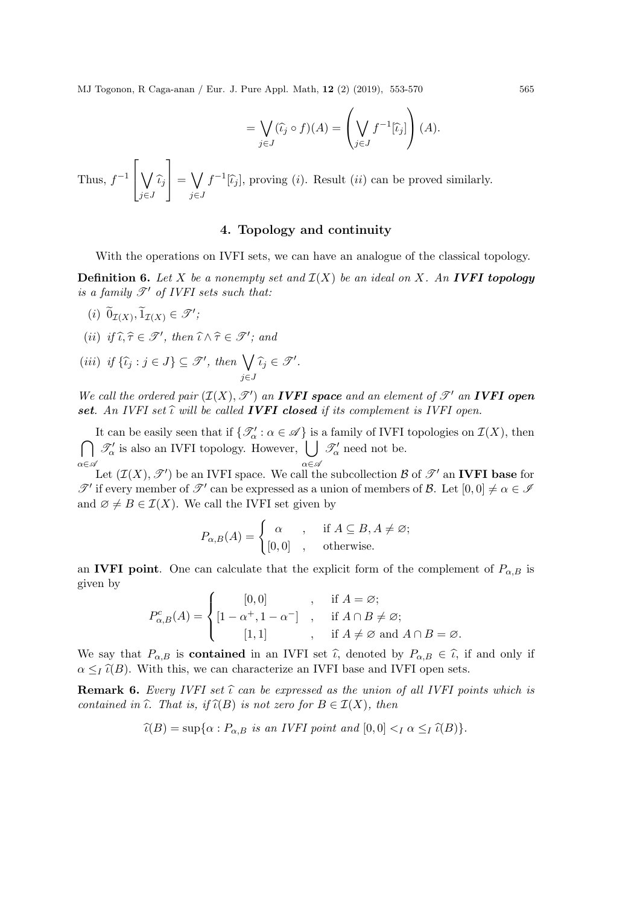$$= \bigvee_{j\in J} (\widehat{\iota}_j \circ f)(A) = \left(\bigvee_{j\in J} f^{-1}[\widehat{\iota}_j]\right)(A).$$

Thus, $f^{-1}\left[\bigvee_{j\in J} \widehat{\iota}_j\right] = \bigvee_{j\in J} f^{-1}[\widehat{\iota}_j]$, proving $(i)$. Result $(ii)$ can be proved similarly.

## 4. Topology and continuity

With the operations on IVFI sets, we can have an analogue of the classical topology.

**Definition 6.** *Let $X$ be a nonempty set and $\mathcal{I}(X)$ be an ideal on $X$. An **IVFI topology** is a family $\mathscr{T}'$ of IVFI sets such that:*

*(i) $\widetilde{0}_{\mathcal{I}(X)}, \widetilde{1}_{\mathcal{I}(X)} \in \mathscr{T}'$;*

*(ii) if $\widehat{\iota}, \widehat{\tau} \in \mathscr{T}'$, then $\widehat{\iota} \wedge \widehat{\tau} \in \mathscr{T}'$; and*

*(iii) if $\{\widehat{\iota}_j : j \in J\} \subseteq \mathscr{T}'$, then $\bigvee_{j\in J} \widehat{\iota}_j \in \mathscr{T}'$.*

*We call the ordered pair $(\mathcal{I}(X), \mathscr{T}')$ an **IVFI space** and an element of $\mathscr{T}'$ an **IVFI open set**. An IVFI set $\widehat{\iota}$ will be called **IVFI closed** if its complement is IVFI open.*

It can be easily seen that if $\{\mathscr{T}'_\alpha : \alpha \in \mathscr{A}\}$ is a family of IVFI topologies on $\mathcal{I}(X)$, then $\bigcap_{\alpha\in\mathscr{A}} \mathscr{T}'_\alpha$ is also an IVFI topology. However, $\bigcup_{\alpha\in\mathscr{A}} \mathscr{T}'_\alpha$ need not be.

Let $(\mathcal{I}(X), \mathscr{T}')$ be an IVFI space. We call the subcollection $\mathcal{B}$ of $\mathscr{T}'$ an **IVFI base** for $\mathscr{T}'$ if every member of $\mathscr{T}'$ can be expressed as a union of members of $\mathcal{B}$. Let $[0,0] \neq \alpha \in \mathscr{I}$ and $\varnothing \neq B \in \mathcal{I}(X)$. We call the IVFI set given by

$$P_{\alpha,B}(A) = \begin{cases} \alpha & , \quad \text{if } A \subseteq B, A \neq \varnothing; \\ [0,0] & , \quad \text{otherwise.} \end{cases}$$

an **IVFI point**. One can calculate that the explicit form of the complement of $P_{\alpha,B}$ is given by

$$P^c_{\alpha,B}(A) = \begin{cases} [0,0] & , \quad \text{if } A = \varnothing; \\ [1-\alpha^+, 1-\alpha^-] & , \quad \text{if } A \cap B \neq \varnothing; \\ [1,1] & , \quad \text{if } A \neq \varnothing \text{ and } A \cap B = \varnothing. \end{cases}$$

We say that $P_{\alpha,B}$ is **contained** in an IVFI set $\widehat{\iota}$, denoted by $P_{\alpha,B} \in \widehat{\iota}$, if and only if $\alpha \leq_I \widehat{\iota}(B)$. With this, we can characterize an IVFI base and IVFI open sets.

**Remark 6.** *Every IVFI set $\widehat{\iota}$ can be expressed as the union of all IVFI points which is contained in $\widehat{\iota}$. That is, if $\widehat{\iota}(B)$ is not zero for $B \in \mathcal{I}(X)$, then*

$$\widehat{\iota}(B) = \sup\{\alpha : P_{\alpha,B} \text{ is an IVFI point and } [0,0] <_I \alpha \leq_I \widehat{\iota}(B)\}.$$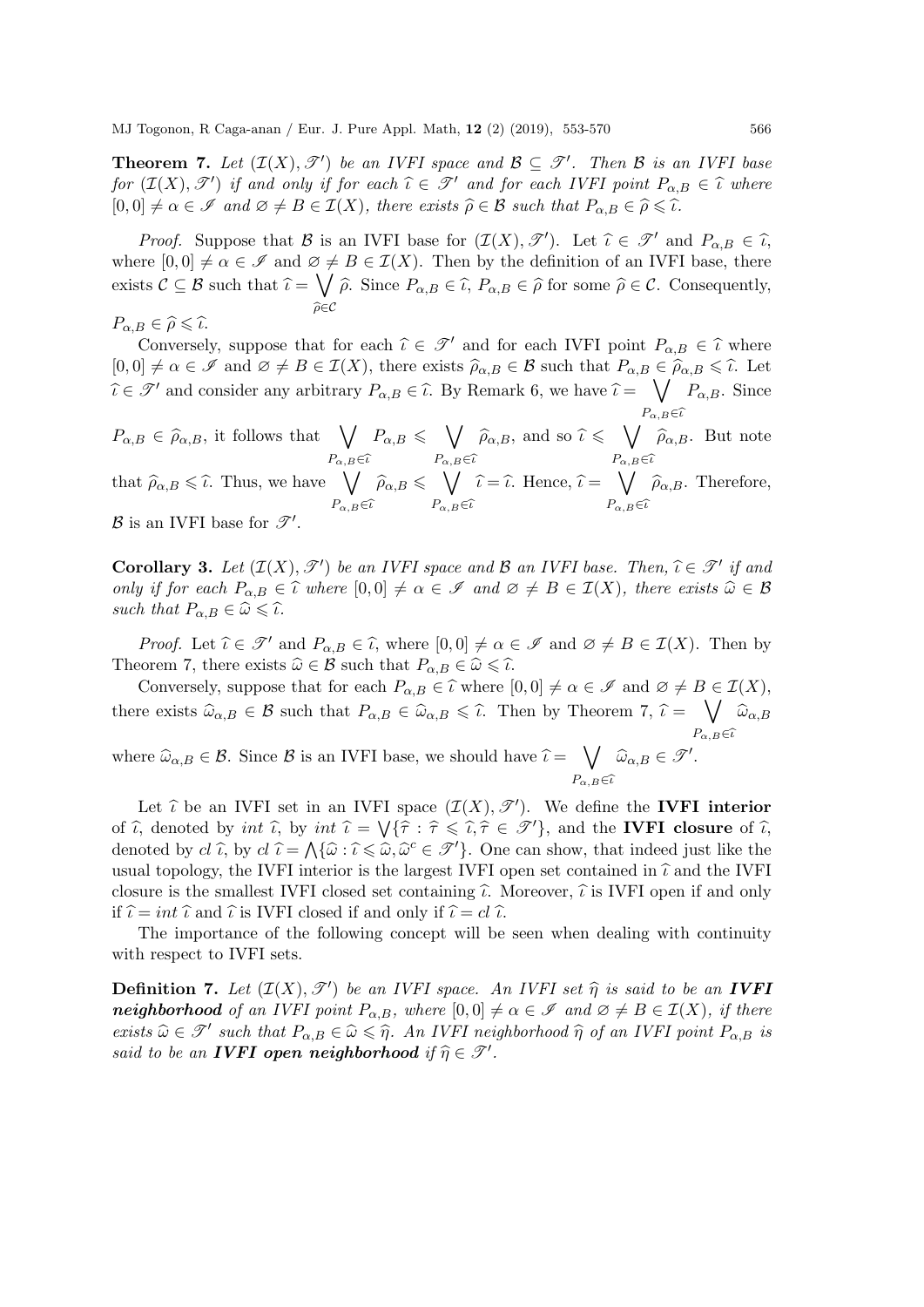**Theorem 7.** *Let $(\mathcal{I}(X), \mathscr{T}')$ be an IVFI space and $\mathcal{B} \subseteq \mathscr{T}'$. Then $\mathcal{B}$ is an IVFI base for $(\mathcal{I}(X), \mathscr{T}')$ if and only if for each $\widehat{\iota} \in \mathscr{T}'$ and for each IVFI point $P_{\alpha,B} \in \widehat{\iota}$ where $[0,0] \neq \alpha \in \mathscr{I}$ and $\varnothing \neq B \in \mathcal{I}(X)$, there exists $\widehat{\rho} \in \mathcal{B}$ such that $P_{\alpha,B} \in \widehat{\rho} \leqslant \widehat{\iota}$.*

*Proof.* Suppose that $\mathcal{B}$ is an IVFI base for $(\mathcal{I}(X), \mathscr{T}')$. Let $\widehat{\iota} \in \mathscr{T}'$ and $P_{\alpha,B} \in \widehat{\iota}$, where $[0,0] \neq \alpha \in \mathscr{I}$ and $\varnothing \neq B \in \mathcal{I}(X)$. Then by the definition of an IVFI base, there exists $\mathcal{C} \subseteq \mathcal{B}$ such that $\widehat{\iota} = \bigvee_{\widehat{\rho} \in \mathcal{C}} \widehat{\rho}$. Since $P_{\alpha,B} \in \widehat{\iota}$, $P_{\alpha,B} \in \widehat{\rho}$ for some $\widehat{\rho} \in \mathcal{C}$. Consequently, $P_{\alpha,B} \in \widehat{\rho} \leqslant \widehat{\iota}$.

Conversely, suppose that for each $\widehat{\iota} \in \mathscr{T}'$ and for each IVFI point $P_{\alpha,B} \in \widehat{\iota}$ where $[0,0] \neq \alpha \in \mathscr{I}$ and $\varnothing \neq B \in \mathcal{I}(X)$, there exists $\widehat{\rho}_{\alpha,B} \in \mathcal{B}$ such that $P_{\alpha,B} \in \widehat{\rho}_{\alpha,B} \leqslant \widehat{\iota}$. Let $\widehat{\iota} \in \mathscr{T}'$ and consider any arbitrary $P_{\alpha,B} \in \widehat{\iota}$. By Remark 6, we have $\widehat{\iota} = \bigvee_{P_{\alpha,B} \in \widehat{\iota}} P_{\alpha,B}$. Since $P_{\alpha,B} \in \widehat{\rho}_{\alpha,B}$, it follows that $\bigvee_{P_{\alpha,B} \in \widehat{\iota}} P_{\alpha,B} \leqslant \bigvee_{P_{\alpha,B} \in \widehat{\iota}} \widehat{\rho}_{\alpha,B}$, and so $\widehat{\iota} \leqslant \bigvee_{P_{\alpha,B} \in \widehat{\iota}} \widehat{\rho}_{\alpha,B}$. But note that $\widehat{\rho}_{\alpha,B} \leqslant \widehat{\iota}$. Thus, we have $\bigvee_{P_{\alpha,B} \in \widehat{\iota}} \widehat{\rho}_{\alpha,B} \leqslant \bigvee_{P_{\alpha,B} \in \widehat{\iota}} \widehat{\iota} = \widehat{\iota}$. Hence, $\widehat{\iota} = \bigvee_{P_{\alpha,B} \in \widehat{\iota}} \widehat{\rho}_{\alpha,B}$. Therefore, $\mathcal{B}$ is an IVFI base for $\mathscr{T}'$.

**Corollary 3.** *Let $(\mathcal{I}(X), \mathscr{T}')$ be an IVFI space and $\mathcal{B}$ an IVFI base. Then, $\widehat{\iota} \in \mathscr{T}'$ if and only if for each $P_{\alpha,B} \in \widehat{\iota}$ where $[0,0] \neq \alpha \in \mathscr{I}$ and $\varnothing \neq B \in \mathcal{I}(X)$, there exists $\widehat{\omega} \in \mathcal{B}$ such that $P_{\alpha,B} \in \widehat{\omega} \leqslant \widehat{\iota}$.*

*Proof.* Let $\widehat{\iota} \in \mathscr{T}'$ and $P_{\alpha,B} \in \widehat{\iota}$, where $[0,0] \neq \alpha \in \mathscr{I}$ and $\varnothing \neq B \in \mathcal{I}(X)$. Then by Theorem 7, there exists $\widehat{\omega} \in \mathcal{B}$ such that $P_{\alpha,B} \in \widehat{\omega} \leqslant \widehat{\iota}$.

Conversely, suppose that for each $P_{\alpha,B} \in \widehat{\iota}$ where $[0,0] \neq \alpha \in \mathscr{I}$ and $\varnothing \neq B \in \mathcal{I}(X)$, there exists $\widehat{\omega}_{\alpha,B} \in \mathcal{B}$ such that $P_{\alpha,B} \in \widehat{\omega}_{\alpha,B} \leqslant \widehat{\iota}$. Then by Theorem 7, $\widehat{\iota} = \bigvee_{P_{\alpha,B} \in \widehat{\iota}} \widehat{\omega}_{\alpha,B}$ where $\widehat{\omega}_{\alpha,B} \in \mathcal{B}$. Since $\mathcal{B}$ is an IVFI base, we should have $\widehat{\iota} = \bigvee_{P_{\alpha,B} \in \widehat{\iota}} \widehat{\omega}_{\alpha,B} \in \mathscr{T}'$.

Let $\widehat{\iota}$ be an IVFI set in an IVFI space $(\mathcal{I}(X), \mathscr{T}')$. We define the **IVFI interior** of $\widehat{\iota}$, denoted by $int\ \widehat{\iota}$, by $int\ \widehat{\iota} = \bigvee\{\widehat{\tau} : \widehat{\tau} \leqslant \widehat{\iota}, \widehat{\tau} \in \mathscr{T}'\}$, and the **IVFI closure** of $\widehat{\iota}$, denoted by $cl\ \widehat{\iota}$, by $cl\ \widehat{\iota} = \bigwedge\{\widehat{\omega} : \widehat{\iota} \leqslant \widehat{\omega}, \widehat{\omega}^c \in \mathscr{T}'\}$. One can show, that indeed just like the usual topology, the IVFI interior is the largest IVFI open set contained in $\widehat{\iota}$ and the IVFI closure is the smallest IVFI closed set containing $\widehat{\iota}$. Moreover, $\widehat{\iota}$ is IVFI open if and only if $\widehat{\iota} = int\ \widehat{\iota}$ and $\widehat{\iota}$ is IVFI closed if and only if $\widehat{\iota} = cl\ \widehat{\iota}$.

The importance of the following concept will be seen when dealing with continuity with respect to IVFI sets.

**Definition 7.** *Let $(\mathcal{I}(X), \mathscr{T}')$ be an IVFI space. An IVFI set $\widehat{\eta}$ is said to be an* ***IVFI neighborhood*** *of an IVFI point $P_{\alpha,B}$, where $[0,0] \neq \alpha \in \mathscr{I}$ and $\varnothing \neq B \in \mathcal{I}(X)$, if there exists $\widehat{\omega} \in \mathscr{T}'$ such that $P_{\alpha,B} \in \widehat{\omega} \leqslant \widehat{\eta}$. An IVFI neighborhood $\widehat{\eta}$ of an IVFI point $P_{\alpha,B}$ is said to be an* ***IVFI open neighborhood*** *if $\widehat{\eta} \in \mathscr{T}'$.*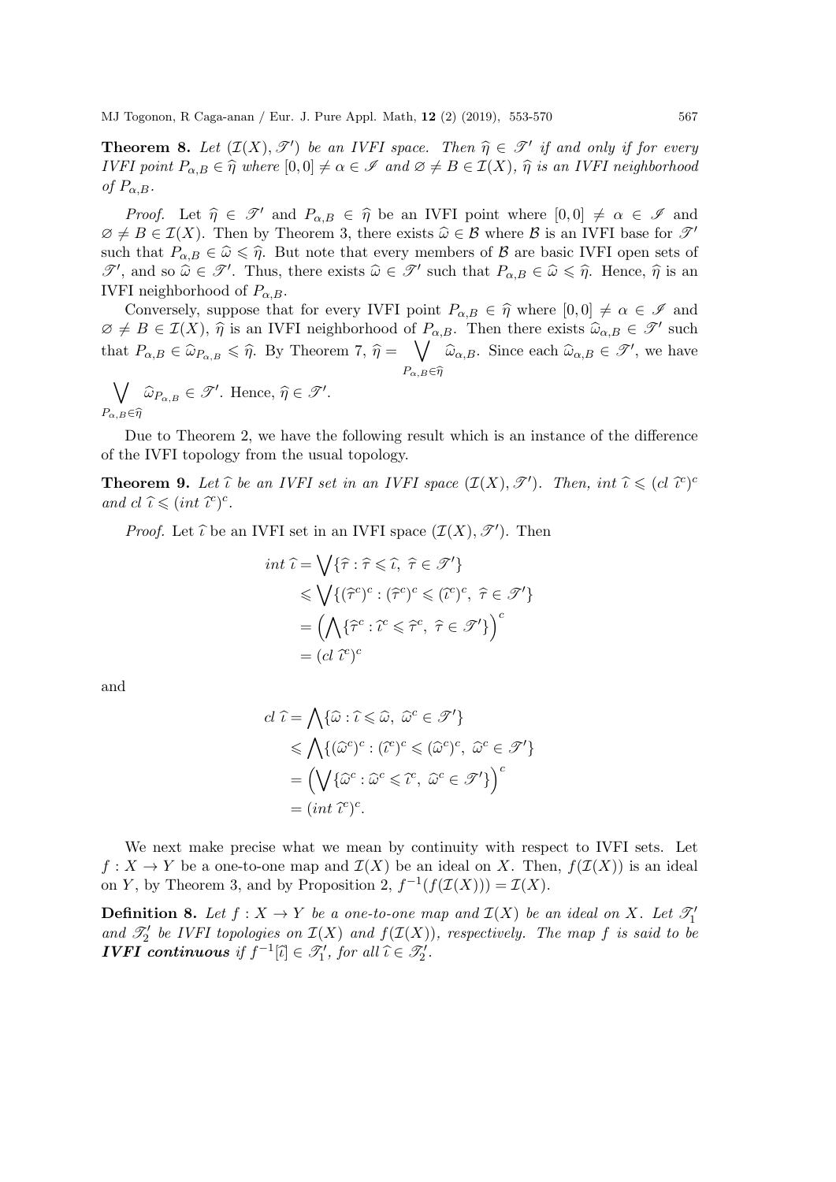**Theorem 8.** *Let $(\mathcal{I}(X), \mathscr{T}')$ be an IVFI space. Then $\widehat{\eta} \in \mathscr{T}'$ if and only if for every IVFI point $P_{\alpha,B} \in \widehat{\eta}$ where $[0,0] \neq \alpha \in \mathscr{I}$ and $\varnothing \neq B \in \mathcal{I}(X)$, $\widehat{\eta}$ is an IVFI neighborhood of $P_{\alpha,B}$.*

*Proof.* Let $\widehat{\eta} \in \mathscr{T}'$ and $P_{\alpha,B} \in \widehat{\eta}$ be an IVFI point where $[0,0] \neq \alpha \in \mathscr{I}$ and $\varnothing \neq B \in \mathcal{I}(X)$. Then by Theorem 3, there exists $\widehat{\omega} \in \mathcal{B}$ where $\mathcal{B}$ is an IVFI base for $\mathscr{T}'$ such that $P_{\alpha,B} \in \widehat{\omega} \leqslant \widehat{\eta}$. But note that every members of $\mathcal{B}$ are basic IVFI open sets of $\mathscr{T}'$, and so $\widehat{\omega} \in \mathscr{T}'$. Thus, there exists $\widehat{\omega} \in \mathscr{T}'$ such that $P_{\alpha,B} \in \widehat{\omega} \leqslant \widehat{\eta}$. Hence, $\widehat{\eta}$ is an IVFI neighborhood of $P_{\alpha,B}$.

Conversely, suppose that for every IVFI point $P_{\alpha,B} \in \widehat{\eta}$ where $[0,0] \neq \alpha \in \mathscr{I}$ and $\varnothing \neq B \in \mathcal{I}(X)$, $\widehat{\eta}$ is an IVFI neighborhood of $P_{\alpha,B}$. Then there exists $\widehat{\omega}_{\alpha,B} \in \mathscr{T}'$ such that $P_{\alpha,B} \in \widehat{\omega}_{P_{\alpha,B}} \leqslant \widehat{\eta}$. By Theorem 7, $\widehat{\eta} = \bigvee_{P_{\alpha,B} \in \widehat{\eta}} \widehat{\omega}_{\alpha,B}$. Since each $\widehat{\omega}_{\alpha,B} \in \mathscr{T}'$, we have $\bigvee_{P_{\alpha,B} \in \widehat{\eta}} \widehat{\omega}_{P_{\alpha,B}} \in \mathscr{T}'$. Hence, $\widehat{\eta} \in \mathscr{T}'$.

Due to Theorem 2, we have the following result which is an instance of the difference of the IVFI topology from the usual topology.

**Theorem 9.** *Let $\widehat{\iota}$ be an IVFI set in an IVFI space $(\mathcal{I}(X), \mathscr{T}')$. Then, $int\ \widehat{\iota} \leqslant (cl\ \widehat{\iota}^c)^c$ and $cl\ \widehat{\iota} \leqslant (int\ \widehat{\iota}^c)^c$.*

*Proof.* Let $\widehat{\iota}$ be an IVFI set in an IVFI space $(\mathcal{I}(X), \mathscr{T}')$. Then

$$
\begin{aligned}
int\ \widehat{\iota} &= \bigvee\{\widehat{\tau} : \widehat{\tau} \leqslant \widehat{\iota},\ \widehat{\tau} \in \mathscr{T}'\} \\
&\leqslant \bigvee\{(\widehat{\tau}^c)^c : (\widehat{\tau}^c)^c \leqslant (\widehat{\iota}^c)^c,\ \widehat{\tau} \in \mathscr{T}'\} \\
&= \left(\bigwedge\{\widehat{\tau}^c : \widehat{\iota}^c \leqslant \widehat{\tau}^c,\ \widehat{\tau} \in \mathscr{T}'\}\right)^c \\
&= (cl\ \widehat{\iota}^c)^c
\end{aligned}
$$

and

$$
\begin{aligned}
cl\ \widehat{\iota} &= \bigwedge\{\widehat{\omega} : \widehat{\iota} \leqslant \widehat{\omega},\ \widehat{\omega}^c \in \mathscr{T}'\} \\
&\leqslant \bigwedge\{(\widehat{\omega}^c)^c : (\widehat{\iota}^c)^c \leqslant (\widehat{\omega}^c)^c,\ \widehat{\omega}^c \in \mathscr{T}'\} \\
&= \left(\bigvee\{\widehat{\omega}^c : \widehat{\omega}^c \leqslant \widehat{\iota}^c,\ \widehat{\omega}^c \in \mathscr{T}'\}\right)^c \\
&= (int\ \widehat{\iota}^c)^c.
\end{aligned}
$$

We next make precise what we mean by continuity with respect to IVFI sets. Let $f : X \to Y$ be a one-to-one map and $\mathcal{I}(X)$ be an ideal on $X$. Then, $f(\mathcal{I}(X))$ is an ideal on $Y$, by Theorem 3, and by Proposition 2, $f^{-1}(f(\mathcal{I}(X))) = \mathcal{I}(X)$.

**Definition 8.** *Let $f : X \to Y$ be a one-to-one map and $\mathcal{I}(X)$ be an ideal on $X$. Let $\mathscr{T}_1'$ and $\mathscr{T}_2'$ be IVFI topologies on $\mathcal{I}(X)$ and $f(\mathcal{I}(X))$, respectively. The map $f$ is said to be* ***IVFI continuous*** *if $f^{-1}[\widehat{\iota}] \in \mathscr{T}_1'$, for all $\widehat{\iota} \in \mathscr{T}_2'$.*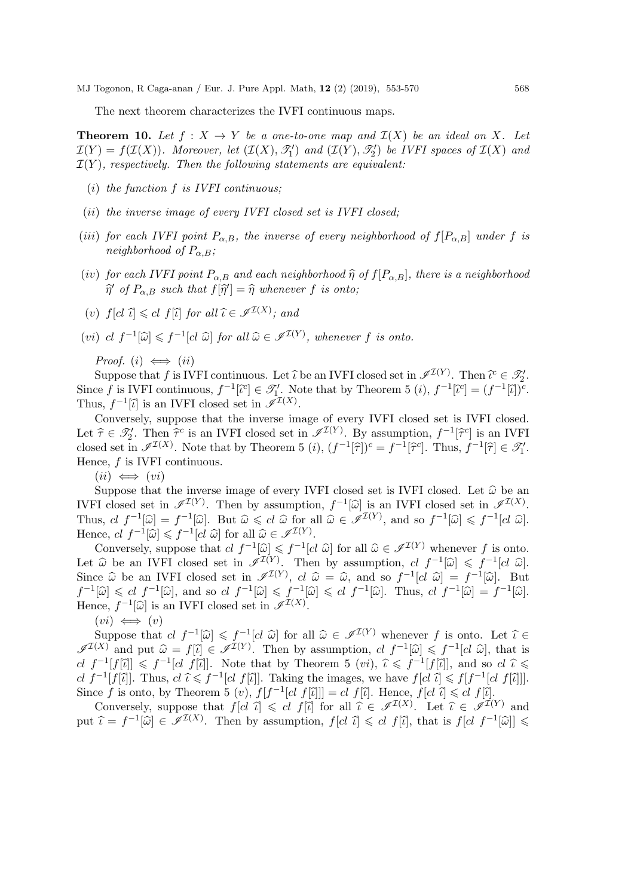The next theorem characterizes the IVFI continuous maps.

**Theorem 10.** *Let $f : X \to Y$ be a one-to-one map and $\mathcal{I}(X)$ be an ideal on $X$. Let $\mathcal{I}(Y) = f(\mathcal{I}(X))$. Moreover, let $(\mathcal{I}(X), \mathscr{T}_1')$ and $(\mathcal{I}(Y), \mathscr{T}_2')$ be IVFI spaces of $\mathcal{I}(X)$ and $\mathcal{I}(Y)$, respectively. Then the following statements are equivalent:*

(*i*) *the function $f$ is IVFI continuous;*

(*ii*) *the inverse image of every IVFI closed set is IVFI closed;*

(*iii*) *for each IVFI point $P_{\alpha,B}$, the inverse of every neighborhood of $f[P_{\alpha,B}]$ under $f$ is neighborhood of $P_{\alpha,B}$;*

(*iv*) *for each IVFI point $P_{\alpha,B}$ and each neighborhood $\widehat{\eta}$ of $f[P_{\alpha,B}]$, there is a neighborhood $\widehat{\eta}'$ of $P_{\alpha,B}$ such that $f[\widehat{\eta}'] = \widehat{\eta}$ whenever $f$ is onto;*

(*v*) *$f[cl\ \widehat{\iota}] \leqslant cl\ f[\widehat{\iota}]$ for all $\widehat{\iota} \in \mathscr{I}^{\mathcal{I}(X)}$; and*

(*vi*) *$cl\ f^{-1}[\widehat{\omega}] \leqslant f^{-1}[cl\ \widehat{\omega}]$ for all $\widehat{\omega} \in \mathscr{I}^{\mathcal{I}(Y)}$, whenever $f$ is onto.*

*Proof.* $(i) \iff (ii)$

Suppose that $f$ is IVFI continuous. Let $\widehat{\iota}$ be an IVFI closed set in $\mathscr{I}^{\mathcal{I}(Y)}$. Then $\widehat{\iota}^c \in \mathscr{T}_2'$. Since $f$ is IVFI continuous, $f^{-1}[\widehat{\iota}^c] \in \mathscr{T}_1'$. Note that by Theorem 5 $(i)$, $f^{-1}[\widehat{\iota}^c] = (f^{-1}[\widehat{\iota}])^c$. Thus, $f^{-1}[\widehat{\iota}]$ is an IVFI closed set in $\mathscr{I}^{\mathcal{I}(X)}$.

Conversely, suppose that the inverse image of every IVFI closed set is IVFI closed. Let $\widehat{\tau} \in \mathscr{T}_2'$. Then $\widehat{\tau}^c$ is an IVFI closed set in $\mathscr{I}^{\mathcal{I}(Y)}$. By assumption, $f^{-1}[\widehat{\tau}^c]$ is an IVFI closed set in $\mathscr{I}^{\mathcal{I}(X)}$. Note that by Theorem 5 $(i)$, $(f^{-1}[\widehat{\tau}])^c = f^{-1}[\widehat{\tau}^c]$. Thus, $f^{-1}[\widehat{\tau}] \in \mathscr{T}_1'$. Hence, $f$ is IVFI continuous.

$(ii) \iff (vi)$

Suppose that the inverse image of every IVFI closed set is IVFI closed. Let $\widehat{\omega}$ be an IVFI closed set in $\mathscr{I}^{\mathcal{I}(Y)}$. Then by assumption, $f^{-1}[\widehat{\omega}]$ is an IVFI closed set in $\mathscr{I}^{\mathcal{I}(X)}$. Thus, $cl\ f^{-1}[\widehat{\omega}] = f^{-1}[\widehat{\omega}]$. But $\widehat{\omega} \leqslant cl\ \widehat{\omega}$ for all $\widehat{\omega} \in \mathscr{I}^{\mathcal{I}(Y)}$, and so $f^{-1}[\widehat{\omega}] \leqslant f^{-1}[cl\ \widehat{\omega}]$. Hence, $cl\ f^{-1}[\widehat{\omega}] \leqslant f^{-1}[cl\ \widehat{\omega}]$ for all $\widehat{\omega} \in \mathscr{I}^{\mathcal{I}(Y)}$.

Conversely, suppose that $cl\ f^{-1}[\widehat{\omega}] \leqslant f^{-1}[cl\ \widehat{\omega}]$ for all $\widehat{\omega} \in \mathscr{I}^{\mathcal{I}(Y)}$ whenever $f$ is onto. Let $\widehat{\omega}$ be an IVFI closed set in $\mathscr{I}^{\mathcal{I}(Y)}$. Then by assumption, $cl\ f^{-1}[\widehat{\omega}] \leqslant f^{-1}[cl\ \widehat{\omega}]$. Since $\widehat{\omega}$ be an IVFI closed set in $\mathscr{I}^{\mathcal{I}(Y)}$, $cl\ \widehat{\omega} = \widehat{\omega}$, and so $f^{-1}[cl\ \widehat{\omega}] = f^{-1}[\widehat{\omega}]$. But $f^{-1}[\widehat{\omega}] \leqslant cl\ f^{-1}[\widehat{\omega}]$, and so $cl\ f^{-1}[\widehat{\omega}] \leqslant f^{-1}[\widehat{\omega}] \leqslant cl\ f^{-1}[\widehat{\omega}]$. Thus, $cl\ f^{-1}[\widehat{\omega}] = f^{-1}[\widehat{\omega}]$. Hence, $f^{-1}[\widehat{\omega}]$ is an IVFI closed set in $\mathscr{I}^{\mathcal{I}(X)}$.

$(vi) \iff (v)$

Suppose that $cl\ f^{-1}[\widehat{\omega}] \leqslant f^{-1}[cl\ \widehat{\omega}]$ for all $\widehat{\omega} \in \mathscr{I}^{\mathcal{I}(Y)}$ whenever $f$ is onto. Let $\widehat{\iota} \in \mathscr{I}^{\mathcal{I}(X)}$ and put $\widehat{\omega} = f[\widehat{\iota}] \in \mathscr{I}^{\mathcal{I}(Y)}$. Then by assumption, $cl\ f^{-1}[\widehat{\omega}] \leqslant f^{-1}[cl\ \widehat{\omega}]$, that is $cl\ f^{-1}[f[\widehat{\iota}]] \leqslant f^{-1}[cl\ f[\widehat{\iota}]]$. Note that by Theorem 5 $(vi)$, $\widehat{\iota} \leqslant f^{-1}[f[\widehat{\iota}]]$, and so $cl\ \widehat{\iota} \leqslant cl\ f^{-1}[f[\widehat{\iota}]]$. Thus, $cl\ \widehat{\iota} \leqslant f^{-1}[cl\ f[\widehat{\iota}]]$. Taking the images, we have $f[cl\ \widehat{\iota}] \leqslant f[f^{-1}[cl\ f[\widehat{\iota}]]]$. Since $f$ is onto, by Theorem 5 $(v)$, $f[f^{-1}[cl\ f[\widehat{\iota}]]] = cl\ f[\widehat{\iota}]$. Hence, $f[cl\ \widehat{\iota}] \leqslant cl\ f[\widehat{\iota}]$.

Conversely, suppose that $f[cl\ \widehat{\iota}] \leqslant cl\ f[\widehat{\iota}]$ for all $\widehat{\iota} \in \mathscr{I}^{\mathcal{I}(X)}$. Let $\widehat{\iota} \in \mathscr{I}^{\mathcal{I}(Y)}$ and put $\widehat{\iota} = f^{-1}[\widehat{\omega}] \in \mathscr{I}^{\mathcal{I}(X)}$. Then by assumption, $f[cl\ \widehat{\iota}] \leqslant cl\ f[\widehat{\iota}]$, that is $f[cl\ f^{-1}[\widehat{\omega}]] \leqslant$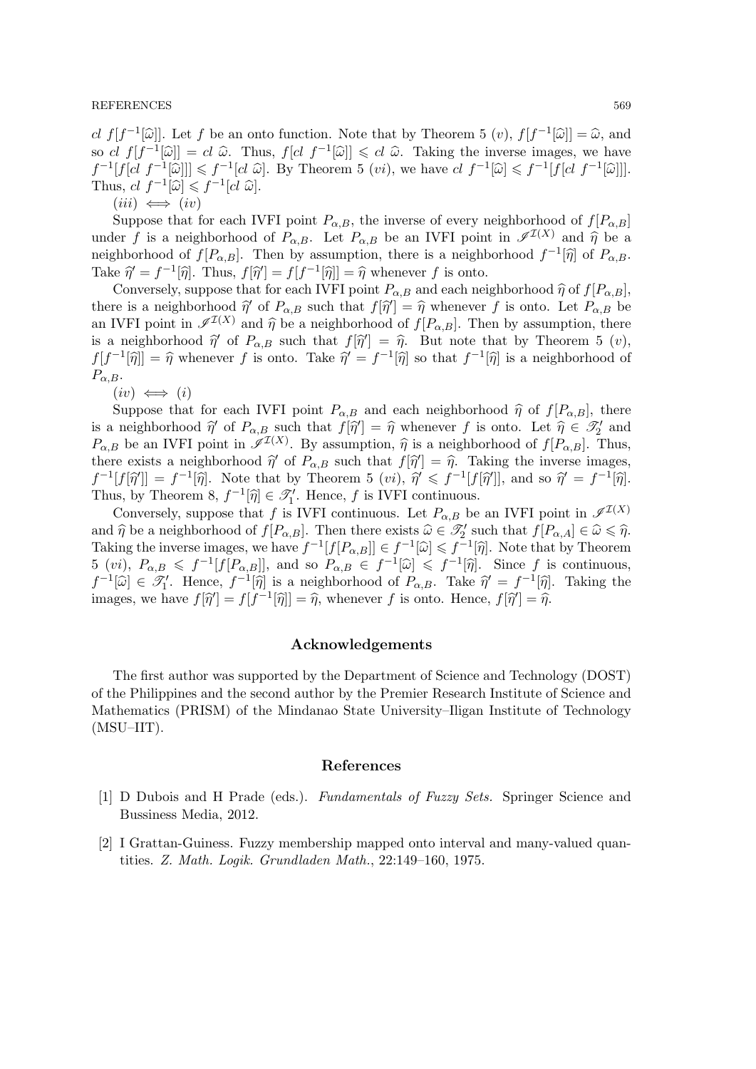$cl\ f[f^{-1}[\widehat{\omega}]]$. Let $f$ be an onto function. Note that by Theorem 5 $(v)$, $f[f^{-1}[\widehat{\omega}]] = \widehat{\omega}$, and so $cl\ f[f^{-1}[\widehat{\omega}]] = cl\ \widehat{\omega}$. Thus, $f[cl\ f^{-1}[\widehat{\omega}]] \leqslant cl\ \widehat{\omega}$. Taking the inverse images, we have $f^{-1}[f[cl\ f^{-1}[\widehat{\omega}]]] \leqslant f^{-1}[cl\ \widehat{\omega}]$. By Theorem 5 $(vi)$, we have $cl\ f^{-1}[\widehat{\omega}] \leqslant f^{-1}[f[cl\ f^{-1}[\widehat{\omega}]]]$. Thus, $cl\ f^{-1}[\widehat{\omega}] \leqslant f^{-1}[cl\ \widehat{\omega}]$.

$(iii) \iff (iv)$

Suppose that for each IVFI point $P_{\alpha,B}$, the inverse of every neighborhood of $f[P_{\alpha,B}]$ under $f$ is a neighborhood of $P_{\alpha,B}$. Let $P_{\alpha,B}$ be an IVFI point in $\mathscr{I}^{\mathcal{I}(X)}$ and $\widehat{\eta}$ be a neighborhood of $f[P_{\alpha,B}]$. Then by assumption, there is a neighborhood $f^{-1}[\widehat{\eta}]$ of $P_{\alpha,B}$. Take $\widehat{\eta}' = f^{-1}[\widehat{\eta}]$. Thus, $f[\widehat{\eta}'] = f[f^{-1}[\widehat{\eta}]] = \widehat{\eta}$ whenever $f$ is onto.

Conversely, suppose that for each IVFI point $P_{\alpha,B}$ and each neighborhood $\widehat{\eta}$ of $f[P_{\alpha,B}]$, there is a neighborhood $\widehat{\eta}'$ of $P_{\alpha,B}$ such that $f[\widehat{\eta}'] = \widehat{\eta}$ whenever $f$ is onto. Let $P_{\alpha,B}$ be an IVFI point in $\mathscr{I}^{\mathcal{I}(X)}$ and $\widehat{\eta}$ be a neighborhood of $f[P_{\alpha,B}]$. Then by assumption, there is a neighborhood $\widehat{\eta}'$ of $P_{\alpha,B}$ such that $f[\widehat{\eta}'] = \widehat{\eta}$. But note that by Theorem 5 $(v)$, $f[f^{-1}[\widehat{\eta}]] = \widehat{\eta}$ whenever $f$ is onto. Take $\widehat{\eta}' = f^{-1}[\widehat{\eta}]$ so that $f^{-1}[\widehat{\eta}]$ is a neighborhood of $P_{\alpha,B}$.

$(iv) \iff (i)$

Suppose that for each IVFI point $P_{\alpha,B}$ and each neighborhood $\widehat{\eta}$ of $f[P_{\alpha,B}]$, there is a neighborhood $\widehat{\eta}'$ of $P_{\alpha,B}$ such that $f[\widehat{\eta}'] = \widehat{\eta}$ whenever $f$ is onto. Let $\widehat{\eta} \in \mathscr{T}_2'$ and $P_{\alpha,B}$ be an IVFI point in $\mathscr{I}^{\mathcal{I}(X)}$. By assumption, $\widehat{\eta}$ is a neighborhood of $f[P_{\alpha,B}]$. Thus, there exists a neighborhood $\widehat{\eta}'$ of $P_{\alpha,B}$ such that $f[\widehat{\eta}'] = \widehat{\eta}$. Taking the inverse images, $f^{-1}[f[\widehat{\eta}']] = f^{-1}[\widehat{\eta}]$. Note that by Theorem 5 $(vi)$, $\widehat{\eta}' \leqslant f^{-1}[f[\widehat{\eta}']]$, and so $\widehat{\eta}' = f^{-1}[\widehat{\eta}]$. Thus, by Theorem 8, $f^{-1}[\widehat{\eta}] \in \mathscr{T}_1'$. Hence, $f$ is IVFI continuous.

Conversely, suppose that $f$ is IVFI continuous. Let $P_{\alpha,B}$ be an IVFI point in $\mathscr{I}^{\mathcal{I}(X)}$ and $\widehat{\eta}$ be a neighborhood of $f[P_{\alpha,B}]$. Then there exists $\widehat{\omega} \in \mathscr{T}_2'$ such that $f[P_{\alpha,A}] \in \widehat{\omega} \leqslant \widehat{\eta}$. Taking the inverse images, we have $f^{-1}[f[P_{\alpha,B}]] \in f^{-1}[\widehat{\omega}] \leqslant f^{-1}[\widehat{\eta}]$. Note that by Theorem 5 $(vi)$, $P_{\alpha,B} \leqslant f^{-1}[f[P_{\alpha,B}]]$, and so $P_{\alpha,B} \in f^{-1}[\widehat{\omega}] \leqslant f^{-1}[\widehat{\eta}]$. Since $f$ is continuous, $f^{-1}[\widehat{\omega}] \in \mathscr{T}_1'$. Hence, $f^{-1}[\widehat{\eta}]$ is a neighborhood of $P_{\alpha,B}$. Take $\widehat{\eta}' = f^{-1}[\widehat{\eta}]$. Taking the images, we have $f[\widehat{\eta}'] = f[f^{-1}[\widehat{\eta}]] = \widehat{\eta}$, whenever $f$ is onto. Hence, $f[\widehat{\eta}'] = \widehat{\eta}$.

## Acknowledgements

The first author was supported by the Department of Science and Technology (DOST) of the Philippines and the second author by the Premier Research Institute of Science and Mathematics (PRISM) of the Mindanao State University–Iligan Institute of Technology (MSU–IIT).

## References

[1] D Dubois and H Prade (eds.). *Fundamentals of Fuzzy Sets.* Springer Science and Bussiness Media, 2012.

[2] I Grattan-Guiness. Fuzzy membership mapped onto interval and many-valued quantities. *Z. Math. Logik. Grundladen Math.*, 22:149–160, 1975.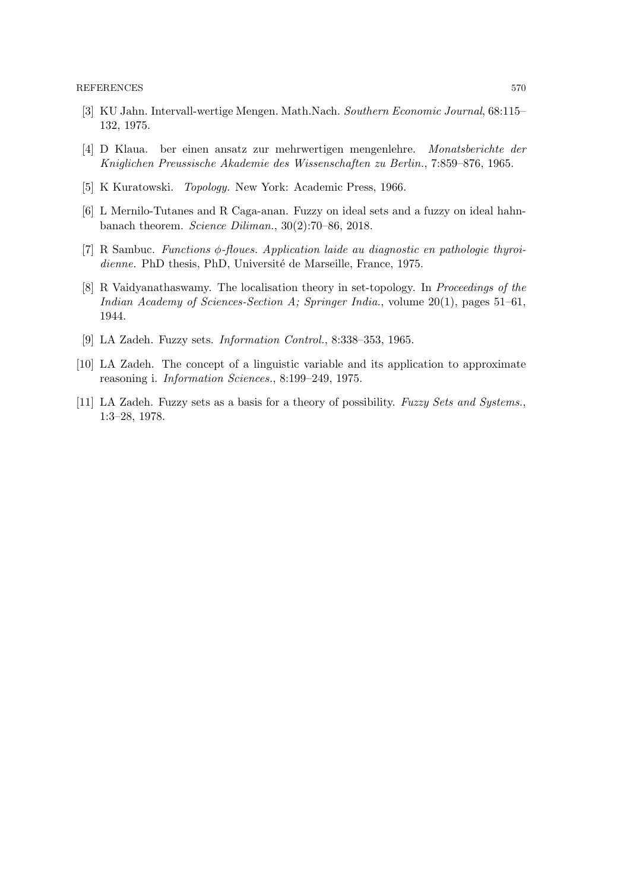[3] KU Jahn. Intervall-wertige Mengen. Math.Nach. *Southern Economic Journal*, 68:115–132, 1975.

[4] D Klaua. ber einen ansatz zur mehrwertigen mengenlehre. *Monatsberichte der Kniglichen Preussische Akademie des Wissenschaften zu Berlin.*, 7:859–876, 1965.

[5] K Kuratowski. *Topology.* New York: Academic Press, 1966.

[6] L Mernilo-Tutanes and R Caga-anan. Fuzzy on ideal sets and a fuzzy on ideal hahn-banach theorem. *Science Diliman.*, 30(2):70–86, 2018.

[7] R Sambuc. *Functions $\phi$-floues. Application laide au diagnostic en pathologie thyroidienne.* PhD thesis, PhD, Université de Marseille, France, 1975.

[8] R Vaidyanathaswamy. The localisation theory in set-topology. In *Proceedings of the Indian Academy of Sciences-Section A; Springer India.*, volume 20(1), pages 51–61, 1944.

[9] LA Zadeh. Fuzzy sets. *Information Control.*, 8:338–353, 1965.

[10] LA Zadeh. The concept of a linguistic variable and its application to approximate reasoning i. *Information Sciences.*, 8:199–249, 1975.

[11] LA Zadeh. Fuzzy sets as a basis for a theory of possibility. *Fuzzy Sets and Systems.*, 1:3–28, 1978.